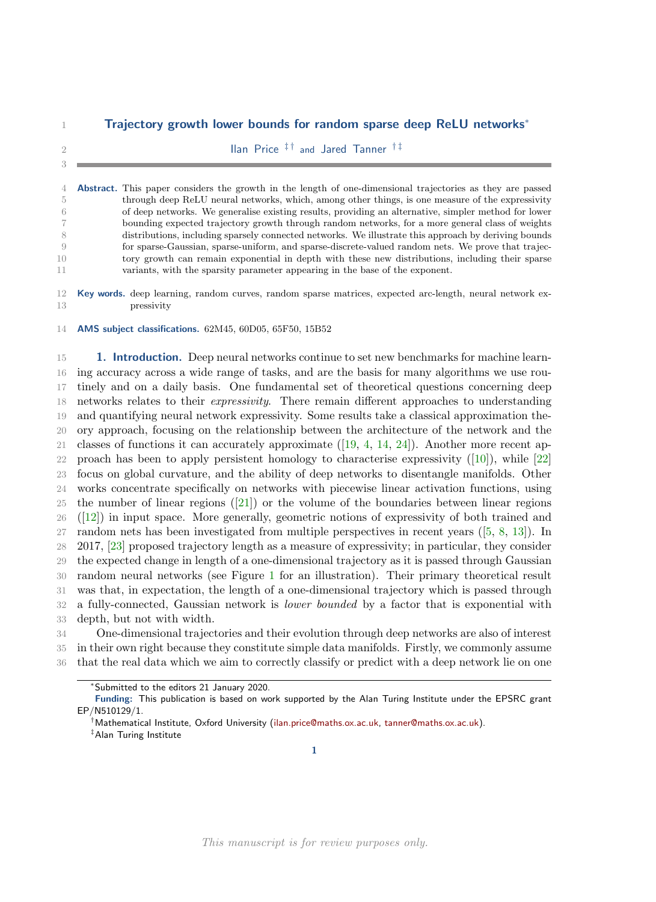# Trajectory growth lower bounds for random sparse deep ReLU networks*

Ilan Price [‡†] and Jared Tanner [†‡]

**Abstract.** This paper considers the growth in the length of one-dimensional trajectories as they are passed through deep ReLU neural networks, which, among other things, is one measure of the expressivity of deep networks. We generalise existing results, providing an alternative, simpler method for lower bounding expected trajectory growth through random networks, for a more general class of weights distributions, including sparsely connected networks. We illustrate this approach by deriving bounds for sparse-Gaussian, sparse-uniform, and sparse-discrete-valued random nets. We prove that trajectory growth can remain exponential in depth with these new distributions, including their sparse variants, with the sparsity parameter appearing in the base of the exponent.

**Key words.** deep learning, random curves, random sparse matrices, expected arc-length, neural network expressivity

**AMS subject classifications.** 62M45, 60D05, 65F50, 15B52

## 1. Introduction.

Deep neural networks continue to set new benchmarks for machine learning accuracy across a wide range of tasks, and are the basis for many algorithms we use routinely and on a daily basis. One fundamental set of theoretical questions concerning deep networks relates to their *expressivity*. There remain different approaches to understanding and quantifying neural network expressivity. Some results take a classical approximation theory approach, focusing on the relationship between the architecture of the network and the classes of functions it can accurately approximate ([19, 4, 14, 24]). Another more recent approach has been to apply persistent homology to characterise expressivity ([10]), while [22] focus on global curvature, and the ability of deep networks to disentangle manifolds. Other works concentrate specifically on networks with piecewise linear activation functions, using the number of linear regions ([21]) or the volume of the boundaries between linear regions ([12]) in input space. More generally, geometric notions of expressivity of both trained and random nets has been investigated from multiple perspectives in recent years ([5, 8, 13]). In 2017, [23] proposed trajectory length as a measure of expressivity; in particular, they consider the expected change in length of a one-dimensional trajectory as it is passed through Gaussian random neural networks (see Figure 1 for an illustration). Their primary theoretical result was that, in expectation, the length of a one-dimensional trajectory which is passed through a fully-connected, Gaussian network is *lower bounded* by a factor that is exponential with depth, but not with width.

One-dimensional trajectories and their evolution through deep networks are also of interest in their own right because they constitute simple data manifolds. Firstly, we commonly assume that the real data which we aim to correctly classify or predict with a deep network lie on one

---

*Submitted to the editors 21 January 2020.

**Funding:** This publication is based on work supported by the Alan Turing Institute under the EPSRC grant EP/N510129/1.

†Mathematical Institute, Oxford University (ilan.price@maths.ox.ac.uk, tanner@maths.ox.ac.uk).

‡Alan Turing Institute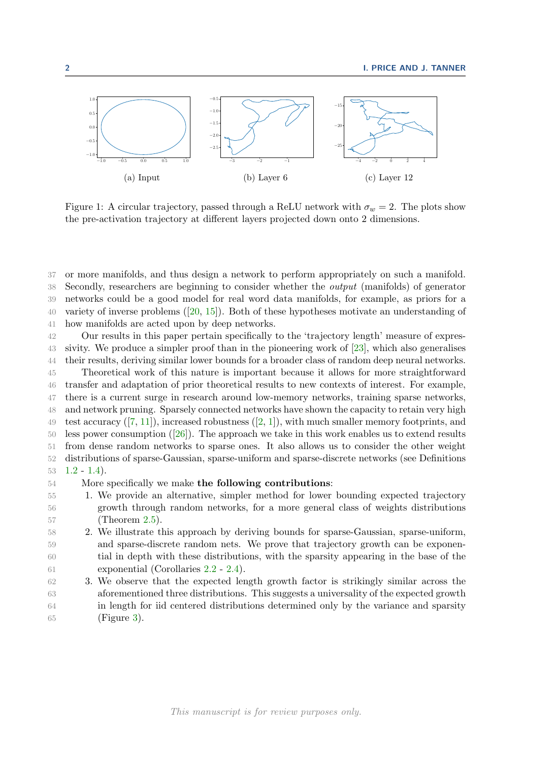(a) Input (b) Layer 6 (c) Layer 12

Figure 1: A circular trajectory, passed through a ReLU network with $\sigma_w = 2$. The plots show the pre-activation trajectory at different layers projected down onto 2 dimensions.

or more manifolds, and thus design a network to perform appropriately on such a manifold. Secondly, researchers are beginning to consider whether the *output* (manifolds) of generator networks could be a good model for real word data manifolds, for example, as priors for a variety of inverse problems ([20, 15]). Both of these hypotheses motivate an understanding of how manifolds are acted upon by deep networks.

Our results in this paper pertain specifically to the 'trajectory length' measure of expressivity. We produce a simpler proof than in the pioneering work of [23], which also generalises their results, deriving similar lower bounds for a broader class of random deep neural networks.

Theoretical work of this nature is important because it allows for more straightforward transfer and adaptation of prior theoretical results to new contexts of interest. For example, there is a current surge in research around low-memory networks, training sparse networks, and network pruning. Sparsely connected networks have shown the capacity to retain very high test accuracy ([7, 11]), increased robustness ([2, 1]), with much smaller memory footprints, and less power consumption ([26]). The approach we take in this work enables us to extend results from dense random networks to sparse ones. It also allows us to consider the other weight distributions of sparse-Gaussian, sparse-uniform and sparse-discrete networks (see Definitions 1.2 - 1.4).

More specifically we make **the following contributions**:

1. We provide an alternative, simpler method for lower bounding expected trajectory growth through random networks, for a more general class of weights distributions (Theorem 2.5).
2. We illustrate this approach by deriving bounds for sparse-Gaussian, sparse-uniform, and sparse-discrete random nets. We prove that trajectory growth can be exponential in depth with these distributions, with the sparsity appearing in the base of the exponential (Corollaries 2.2 - 2.4).
3. We observe that the expected length growth factor is strikingly similar across the aforementioned three distributions. This suggests a universality of the expected growth in length for iid centered distributions determined only by the variance and sparsity (Figure 3).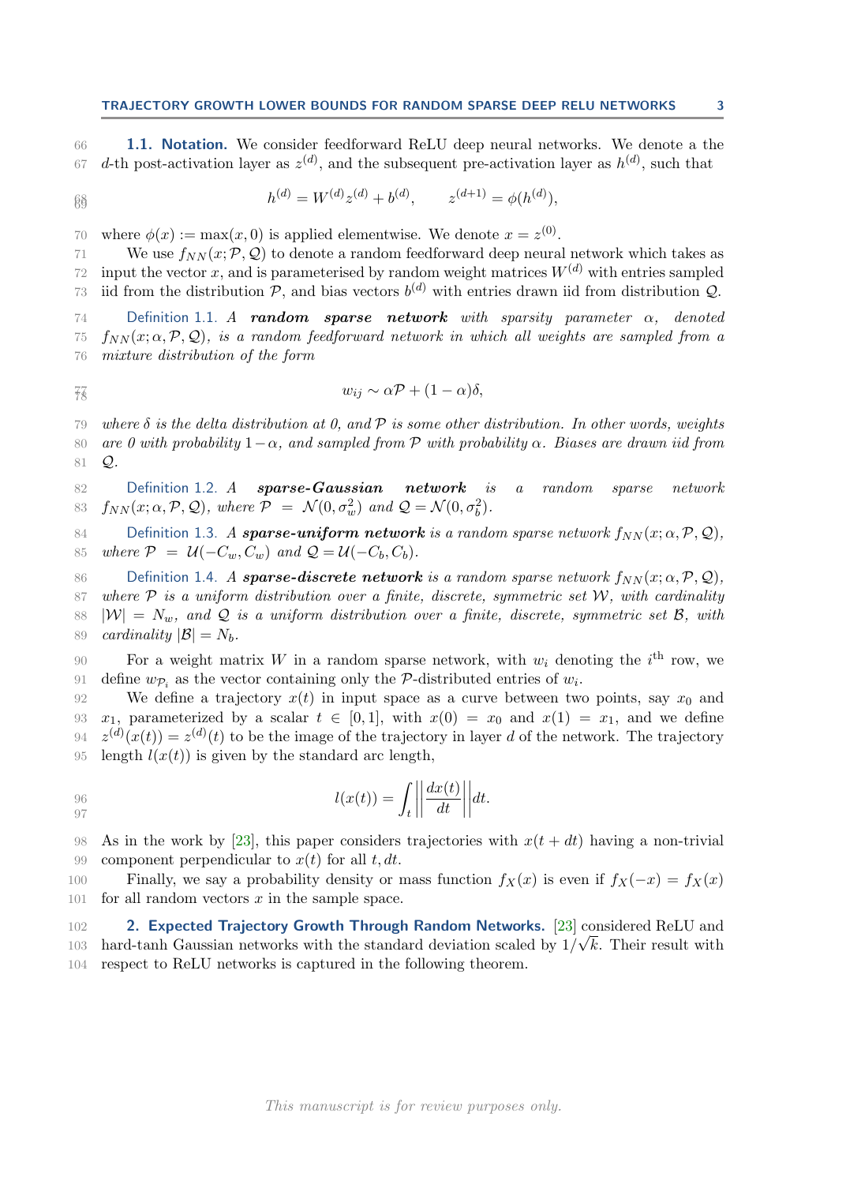### 1.1. Notation.

We consider feedforward ReLU deep neural networks. We denote a the $d$-th post-activation layer as $z^{(d)}$, and the subsequent pre-activation layer as $h^{(d)}$, such that

$$h^{(d)} = W^{(d)} z^{(d)} + b^{(d)}, \qquad z^{(d+1)} = \phi(h^{(d)}),$$

where $\phi(x) := \max(x, 0)$ is applied elementwise. We denote $x = z^{(0)}$.

We use $f_{NN}(x; \mathcal{P}, \mathcal{Q})$ to denote a random feedforward deep neural network which takes as input the vector $x$, and is parameterised by random weight matrices $W^{(d)}$ with entries sampled iid from the distribution $\mathcal{P}$, and bias vectors $b^{(d)}$ with entries drawn iid from distribution $\mathcal{Q}$.

Definition 1.1. *A* ***random sparse network*** *with sparsity parameter $\alpha$, denoted $f_{NN}(x; \alpha, \mathcal{P}, \mathcal{Q})$, is a random feedforward network in which all weights are sampled from a mixture distribution of the form*

$$w_{ij} \sim \alpha \mathcal{P} + (1 - \alpha)\delta,$$

*where $\delta$ is the delta distribution at 0, and $\mathcal{P}$ is some other distribution. In other words, weights are 0 with probability $1 - \alpha$, and sampled from $\mathcal{P}$ with probability $\alpha$. Biases are drawn iid from $\mathcal{Q}$.*

Definition 1.2. *A* ***sparse-Gaussian network*** *is a random sparse network $f_{NN}(x; \alpha, \mathcal{P}, \mathcal{Q})$, where $\mathcal{P} = \mathcal{N}(0, \sigma_w^2)$ and $\mathcal{Q} = \mathcal{N}(0, \sigma_b^2)$.*

Definition 1.3. *A* ***sparse-uniform network*** *is a random sparse network $f_{NN}(x; \alpha, \mathcal{P}, \mathcal{Q})$, where $\mathcal{P} = \mathcal{U}(-C_w, C_w)$ and $\mathcal{Q} = \mathcal{U}(-C_b, C_b)$.*

Definition 1.4. *A* ***sparse-discrete network*** *is a random sparse network $f_{NN}(x; \alpha, \mathcal{P}, \mathcal{Q})$, where $\mathcal{P}$ is a uniform distribution over a finite, discrete, symmetric set $\mathcal{W}$, with cardinality $|\mathcal{W}| = N_w$, and $\mathcal{Q}$ is a uniform distribution over a finite, discrete, symmetric set $\mathcal{B}$, with cardinality $|\mathcal{B}| = N_b$.*

For a weight matrix $W$ in a random sparse network, with $w_i$ denoting the $i^{\text{th}}$ row, we define $w_{\mathcal{P}_i}$ as the vector containing only the $\mathcal{P}$-distributed entries of $w_i$.

We define a trajectory $x(t)$ in input space as a curve between two points, say $x_0$ and $x_1$, parameterized by a scalar $t \in [0, 1]$, with $x(0) = x_0$ and $x(1) = x_1$, and we define $z^{(d)}(x(t)) = z^{(d)}(t)$ to be the image of the trajectory in layer $d$ of the network. The trajectory length $l(x(t))$ is given by the standard arc length,

$$l(x(t)) = \int_t \left|\left| \frac{dx(t)}{dt} \right|\right| dt.$$

As in the work by [23], this paper considers trajectories with $x(t + dt)$ having a non-trivial component perpendicular to $x(t)$ for all $t, dt$.

Finally, we say a probability density or mass function $f_X(x)$ is even if $f_X(-x) = f_X(x)$ for all random vectors $x$ in the sample space.

## 2. Expected Trajectory Growth Through Random Networks.

[23] considered ReLU and hard-tanh Gaussian networks with the standard deviation scaled by $1/\sqrt{k}$. Their result with respect to ReLU networks is captured in the following theorem.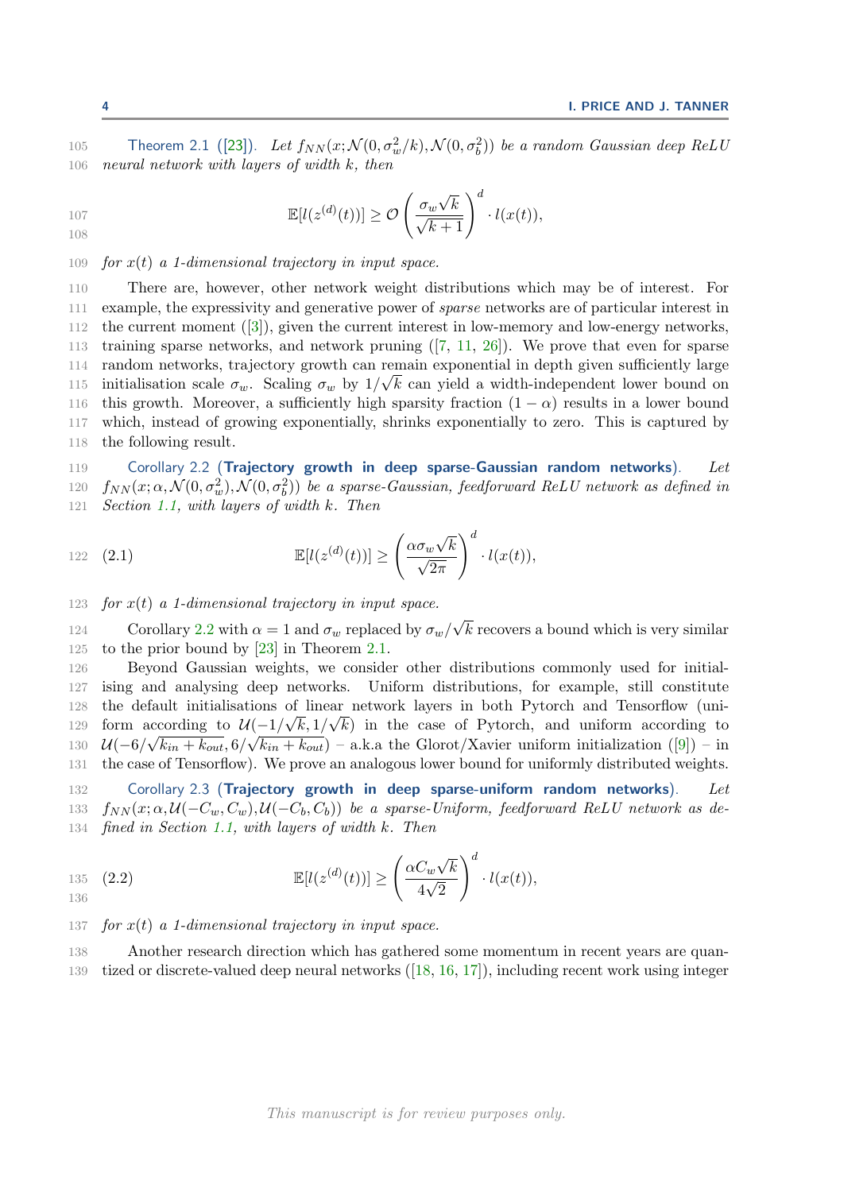**Theorem 2.1** ([23]). *Let $f_{NN}(x; \mathcal{N}(0, \sigma_w^2/k), \mathcal{N}(0, \sigma_b^2))$ be a random Gaussian deep ReLU neural network with layers of width $k$, then*

$$\mathbb{E}[l(z^{(d)}(t))] \geq \mathcal{O}\left(\frac{\sigma_w \sqrt{k}}{\sqrt{k+1}}\right)^d \cdot l(x(t)),$$

*for $x(t)$ a 1-dimensional trajectory in input space.*

There are, however, other network weight distributions which may be of interest. For example, the expressivity and generative power of *sparse* networks are of particular interest in the current moment ([3]), given the current interest in low-memory and low-energy networks, training sparse networks, and network pruning ([7, 11, 26]). We prove that even for sparse random networks, trajectory growth can remain exponential in depth given sufficiently large initialisation scale $\sigma_w$. Scaling $\sigma_w$ by $1/\sqrt{k}$ can yield a width-independent lower bound on this growth. Moreover, a sufficiently high sparsity fraction $(1-\alpha)$ results in a lower bound which, instead of growing exponentially, shrinks exponentially to zero. This is captured by the following result.

**Corollary 2.2 (Trajectory growth in deep sparse-Gaussian random networks).** *Let $f_{NN}(x; \alpha, \mathcal{N}(0, \sigma_w^2), \mathcal{N}(0, \sigma_b^2))$ be a sparse-Gaussian, feedforward ReLU network as defined in Section 1.1, with layers of width $k$. Then*

$$\mathbb{E}[l(z^{(d)}(t))] \geq \left(\frac{\alpha \sigma_w \sqrt{k}}{\sqrt{2\pi}}\right)^d \cdot l(x(t)), \tag{2.1}$$

*for $x(t)$ a 1-dimensional trajectory in input space.*

Corollary 2.2 with $\alpha = 1$ and $\sigma_w$ replaced by $\sigma_w/\sqrt{k}$ recovers a bound which is very similar to the prior bound by [23] in Theorem 2.1.

Beyond Gaussian weights, we consider other distributions commonly used for initialising and analysing deep networks. Uniform distributions, for example, still constitute the default initialisations of linear network layers in both Pytorch and Tensorflow (uniform according to $\mathcal{U}(-1/\sqrt{k}, 1/\sqrt{k})$ in the case of Pytorch, and uniform according to $\mathcal{U}(-6/\sqrt{k_{in}+k_{out}}, 6/\sqrt{k_{in}+k_{out}})$ – a.k.a the Glorot/Xavier uniform initialization ([9]) – in the case of Tensorflow). We prove an analogous lower bound for uniformly distributed weights.

**Corollary 2.3 (Trajectory growth in deep sparse-uniform random networks).** *Let $f_{NN}(x; \alpha, \mathcal{U}(-C_w, C_w), \mathcal{U}(-C_b, C_b))$ be a sparse-Uniform, feedforward ReLU network as defined in Section 1.1, with layers of width $k$. Then*

$$\mathbb{E}[l(z^{(d)}(t))] \geq \left(\frac{\alpha C_w \sqrt{k}}{4\sqrt{2}}\right)^d \cdot l(x(t)), \tag{2.2}$$

*for $x(t)$ a 1-dimensional trajectory in input space.*

Another research direction which has gathered some momentum in recent years are quantized or discrete-valued deep neural networks ([18, 16, 17]), including recent work using integer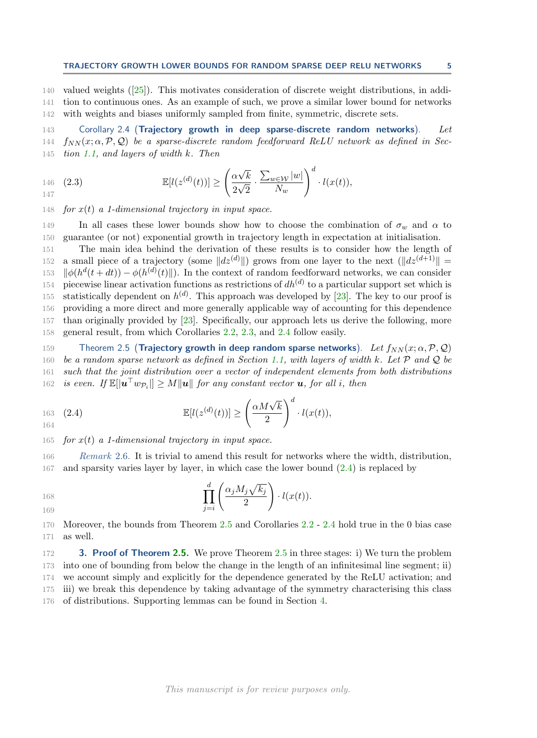valued weights ([25]). This motivates consideration of discrete weight distributions, in addition to continuous ones. As an example of such, we prove a similar lower bound for networks with weights and biases uniformly sampled from finite, symmetric, discrete sets.

**Corollary 2.4** (**Trajectory growth in deep sparse-discrete random networks**). *Let $f_{NN}(x;\alpha,\mathcal{P},\mathcal{Q})$ be a sparse-discrete random feedforward ReLU network as defined in Section 1.1, and layers of width $k$. Then*

$$\mathbb{E}[l(z^{(d)}(t))] \geq \left(\frac{\alpha\sqrt{k}}{2\sqrt{2}} \cdot \frac{\sum_{w\in\mathcal{W}}|w|}{N_w}\right)^d \cdot l(x(t)), \tag{2.3}$$

*for $x(t)$ a 1-dimensional trajectory in input space.*

In all cases these lower bounds show how to choose the combination of $\sigma_w$ and $\alpha$ to guarantee (or not) exponential growth in trajectory length in expectation at initialisation.

The main idea behind the derivation of these results is to consider how the length of a small piece of a trajectory (some $\|dz^{(d)}\|$) grows from one layer to the next ($\|dz^{(d+1)}\| = \|\phi(h^d(t+dt)) - \phi(h^{(d)}(t)\|$). In the context of random feedforward networks, we can consider piecewise linear activation functions as restrictions of $dh^{(d)}$ to a particular support set which is statistically dependent on $h^{(d)}$. This approach was developed by [23]. The key to our proof is providing a more direct and more generally applicable way of accounting for this dependence than originally provided by [23]. Specifically, our approach lets us derive the following, more general result, from which Corollaries 2.2, 2.3, and 2.4 follow easily.

**Theorem 2.5** (**Trajectory growth in deep random sparse networks**). *Let $f_{NN}(x;\alpha,\mathcal{P},\mathcal{Q})$ be a random sparse network as defined in Section 1.1, with layers of width $k$. Let $\mathcal{P}$ and $\mathcal{Q}$ be such that the joint distribution over a vector of independent elements from both distributions is even. If $\mathbb{E}[|\boldsymbol{u}^\top w_{\mathcal{P}_i}|] \geq M\|\boldsymbol{u}\|$ for any constant vector $\boldsymbol{u}$, for all $i$, then*

$$\mathbb{E}[l(z^{(d)}(t))] \geq \left(\frac{\alpha M\sqrt{k}}{2}\right)^d \cdot l(x(t)), \tag{2.4}$$

*for $x(t)$ a 1-dimensional trajectory in input space.*

*Remark* 2.6. It is trivial to amend this result for networks where the width, distribution, and sparsity varies layer by layer, in which case the lower bound (2.4) is replaced by

$$\prod_{j=i}^{d}\left(\frac{\alpha_j M_j\sqrt{k_j}}{2}\right) \cdot l(x(t)).$$

Moreover, the bounds from Theorem 2.5 and Corollaries 2.2 - 2.4 hold true in the 0 bias case as well.

## 3. Proof of Theorem 2.5.

We prove Theorem 2.5 in three stages: i) We turn the problem into one of bounding from below the change in the length of an infinitesimal line segment; ii) we account simply and explicitly for the dependence generated by the ReLU activation; and iii) we break this dependence by taking advantage of the symmetry characterising this class of distributions. Supporting lemmas can be found in Section 4.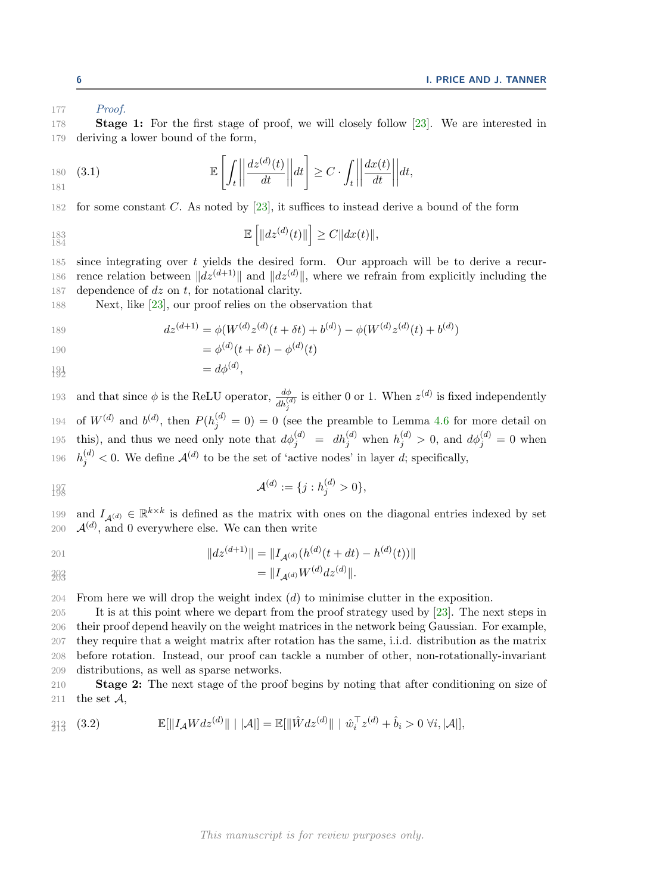*Proof.*

**Stage 1:** For the first stage of proof, we will closely follow [23]. We are interested in deriving a lower bound of the form,

$$\mathbb{E}\left[\int_t \left\|\frac{dz^{(d)}(t)}{dt}\right\| dt\right] \geq C \cdot \int_t \left\|\frac{dx(t)}{dt}\right\| dt, \tag{3.1}$$

for some constant $C$. As noted by [23], it suffices to instead derive a bound of the form

$$\mathbb{E}\left[\|dz^{(d)}(t)\|\right] \geq C\|dx(t)\|,$$

since integrating over $t$ yields the desired form. Our approach will be to derive a recurrence relation between $\|dz^{(d+1)}\|$ and $\|dz^{(d)}\|$, where we refrain from explicitly including the dependence of $dz$ on $t$, for notational clarity.

Next, like [23], our proof relies on the observation that

$$\begin{aligned}
dz^{(d+1)} &= \phi(W^{(d)}z^{(d)}(t+\delta t) + b^{(d)}) - \phi(W^{(d)}z^{(d)}(t) + b^{(d)}) \\
&= \phi^{(d)}(t+\delta t) - \phi^{(d)}(t) \\
&= d\phi^{(d)},
\end{aligned}$$

and that since $\phi$ is the ReLU operator, $\frac{d\phi}{dh_j^{(d)}}$ is either 0 or 1. When $z^{(d)}$ is fixed independently of $W^{(d)}$ and $b^{(d)}$, then $P(h_j^{(d)} = 0) = 0$ (see the preamble to Lemma 4.6 for more detail on this), and thus we need only note that $d\phi_j^{(d)} = dh_j^{(d)}$ when $h_j^{(d)} > 0$, and $d\phi_j^{(d)} = 0$ when $h_j^{(d)} < 0$. We define $\mathcal{A}^{(d)}$ to be the set of 'active nodes' in layer $d$; specifically,

$$\mathcal{A}^{(d)} := \{j : h_j^{(d)} > 0\},$$

and $I_{\mathcal{A}^{(d)}} \in \mathbb{R}^{k \times k}$ is defined as the matrix with ones on the diagonal entries indexed by set $\mathcal{A}^{(d)}$, and 0 everywhere else. We can then write

$$\begin{aligned}
\|dz^{(d+1)}\| &= \|I_{\mathcal{A}^{(d)}}(h^{(d)}(t+dt) - h^{(d)}(t))\| \\
&= \|I_{\mathcal{A}^{(d)}} W^{(d)} dz^{(d)}\|.
\end{aligned}$$

From here we will drop the weight index $(d)$ to minimise clutter in the exposition.

It is at this point where we depart from the proof strategy used by [23]. The next steps in their proof depend heavily on the weight matrices in the network being Gaussian. For example, they require that a weight matrix after rotation has the same, i.i.d. distribution as the matrix before rotation. Instead, our proof can tackle a number of other, non-rotationally-invariant distributions, as well as sparse networks.

**Stage 2:** The next stage of the proof begins by noting that after conditioning on size of the set $\mathcal{A}$,

$$\mathbb{E}[\|I_{\mathcal{A}} W dz^{(d)}\| \mid |\mathcal{A}|] = \mathbb{E}[\|\hat{W} dz^{(d)}\| \mid \hat{w}_i^\top z^{(d)} + \hat{b}_i > 0 \;\forall i, |\mathcal{A}|], \tag{3.2}$$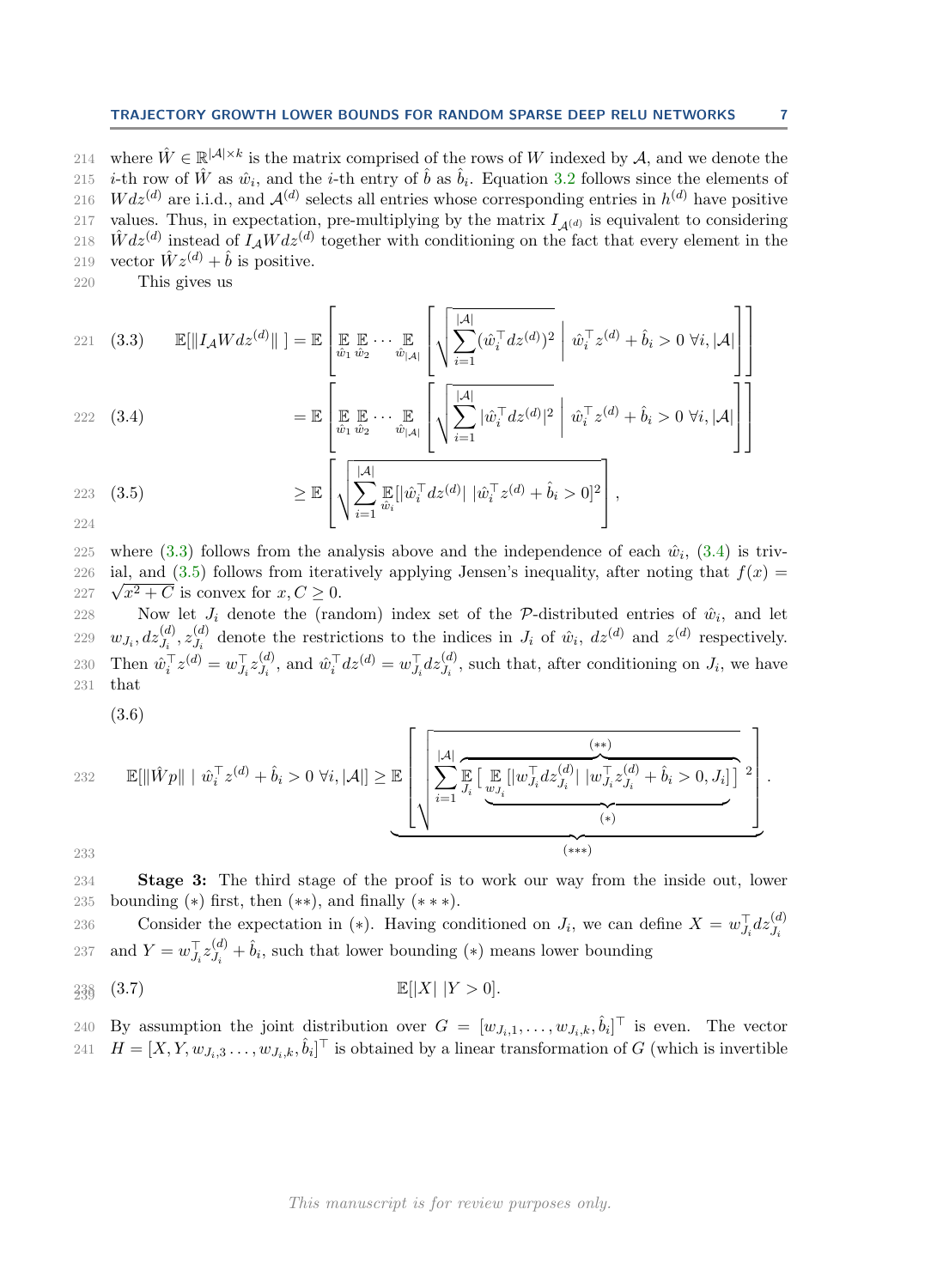where $\hat{W} \in \mathbb{R}^{|\mathcal{A}| \times k}$ is the matrix comprised of the rows of $W$ indexed by $\mathcal{A}$, and we denote the $i$-th row of $\hat{W}$ as $\hat{w}_i$, and the $i$-th entry of $\hat{b}$ as $\hat{b}_i$. Equation 3.2 follows since the elements of $Wdz^{(d)}$ are i.i.d., and $\mathcal{A}^{(d)}$ selects all entries whose corresponding entries in $h^{(d)}$ have positive values. Thus, in expectation, pre-multiplying by the matrix $I_{\mathcal{A}^{(d)}}$ is equivalent to considering $\hat{W}dz^{(d)}$ instead of $I_{\mathcal{A}}Wdz^{(d)}$ together with conditioning on the fact that every element in the vector $\hat{W}z^{(d)} + \hat{b}$ is positive.

This gives us

$$\mathbb{E}[\|I_{\mathcal{A}}Wdz^{(d)}\|\ ] = \mathbb{E}\left[\mathop{\mathbb{E}}_{\hat{w}_1}\mathop{\mathbb{E}}_{\hat{w}_2}\cdots\mathop{\mathbb{E}}_{\hat{w}_{|\mathcal{A}|}}\left[\sqrt{\sum_{i=1}^{|\mathcal{A}|}(\hat{w}_i^\top dz^{(d)})^2}\ \middle|\ \hat{w}_i^\top z^{(d)} + \hat{b}_i > 0\ \forall i, |\mathcal{A}|\right]\right] \tag{3.3}$$

$$= \mathbb{E}\left[\mathop{\mathbb{E}}_{\hat{w}_1}\mathop{\mathbb{E}}_{\hat{w}_2}\cdots\mathop{\mathbb{E}}_{\hat{w}_{|\mathcal{A}|}}\left[\sqrt{\sum_{i=1}^{|\mathcal{A}|}|\hat{w}_i^\top dz^{(d)}|^2}\ \middle|\ \hat{w}_i^\top z^{(d)} + \hat{b}_i > 0\ \forall i, |\mathcal{A}|\right]\right] \tag{3.4}$$

$$\geq \mathbb{E}\left[\sqrt{\sum_{i=1}^{|\mathcal{A}|}\mathop{\mathbb{E}}_{\hat{w}_i}[|\hat{w}_i^\top dz^{(d)}|\ |\hat{w}_i^\top z^{(d)} + \hat{b}_i > 0]^2}\right], \tag{3.5}$$

where (3.3) follows from the analysis above and the independence of each $\hat{w}_i$, (3.4) is trivial, and (3.5) follows from iteratively applying Jensen's inequality, after noting that $f(x) = \sqrt{x^2 + C}$ is convex for $x, C \geq 0$.

Now let $J_i$ denote the (random) index set of the $\mathcal{P}$-distributed entries of $\hat{w}_i$, and let $w_{J_i}, dz_{J_i}^{(d)}, z_{J_i}^{(d)}$ denote the restrictions to the indices in $J_i$ of $\hat{w}_i$, $dz^{(d)}$ and $z^{(d)}$ respectively. Then $\hat{w}_i^\top z^{(d)} = w_{J_i}^\top z_{J_i}^{(d)}$, and $\hat{w}_i^\top dz^{(d)} = w_{J_i}^\top dz_{J_i}^{(d)}$, such that, after conditioning on $J_i$, we have that

$$\mathbb{E}[\|\hat{W}p\|\ |\ \hat{w}_i^\top z^{(d)} + \hat{b}_i > 0\ \forall i, |\mathcal{A}|] \geq \underbrace{\mathbb{E}\left[\sqrt{\sum_{i=1}^{|\mathcal{A}|}\overbrace{\mathop{\mathbb{E}}_{J_i}\Big[\underbrace{\mathop{\mathbb{E}}_{w_{J_i}}[|w_{J_i}^\top dz_{J_i}^{(d)}|\ |w_{J_i}^\top z_{J_i}^{(d)} + \hat{b}_i > 0, J_i]}_{(*)}\Big]}^{(**)}{}^2}\right]}_{(***)}. \tag{3.6}$$

**Stage 3:** The third stage of the proof is to work our way from the inside out, lower bounding $(*)$ first, then $(**)$, and finally $(***)$.

Consider the expectation in $(*)$. Having conditioned on $J_i$, we can define $X = w_{J_i}^\top dz_{J_i}^{(d)}$ and $Y = w_{J_i}^\top z_{J_i}^{(d)} + \hat{b}_i$, such that lower bounding $(*)$ means lower bounding

$$\mathbb{E}[|X|\ |Y > 0]. \tag{3.7}$$

By assumption the joint distribution over $G = [w_{J_i,1}, \ldots, w_{J_i,k}, \hat{b}_i]^\top$ is even. The vector $H = [X, Y, w_{J_i,3} \ldots, w_{J_i,k}, \hat{b}_i]^\top$ is obtained by a linear transformation of $G$ (which is invertible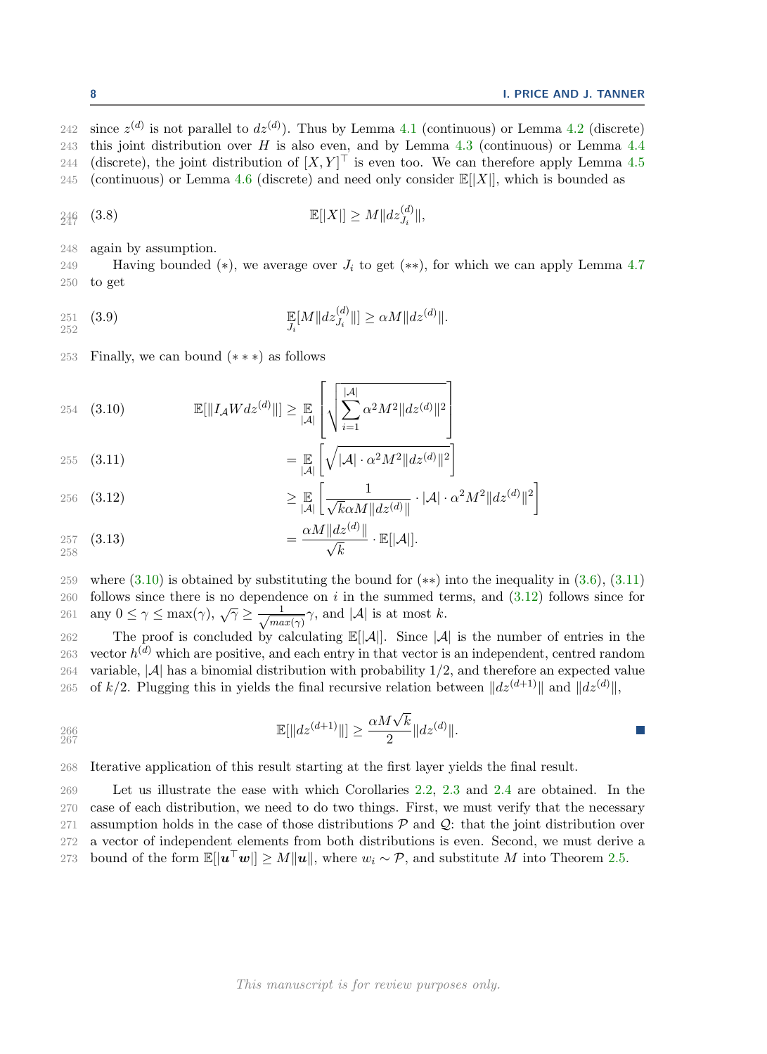since $z^{(d)}$ is not parallel to $dz^{(d)}$). Thus by Lemma 4.1 (continuous) or Lemma 4.2 (discrete) this joint distribution over $H$ is also even, and by Lemma 4.3 (continuous) or Lemma 4.4 (discrete), the joint distribution of $[X, Y]^\top$ is even too. We can therefore apply Lemma 4.5 (continuous) or Lemma 4.6 (discrete) and need only consider $\mathbb{E}[|X|]$, which is bounded as

$$\mathbb{E}[|X|] \geq M \|dz_{J_i}^{(d)}\|, \tag{3.8}$$

again by assumption.

Having bounded $(*)$, we average over $J_i$ to get $(**)$, for which we can apply Lemma 4.7 to get

$$\mathbb{E}_{J_i}[M\|dz_{J_i}^{(d)}\|] \geq \alpha M \|dz^{(d)}\|. \tag{3.9}$$

Finally, we can bound $(***)$ as follows

$$
\begin{aligned}
\mathbb{E}[\|I_{\mathcal{A}} W dz^{(d)}\|] &\geq \mathbb{E}_{|\mathcal{A}|}\left[\sqrt{\sum_{i=1}^{|\mathcal{A}|} \alpha^2 M^2 \|dz^{(d)}\|^2}\right] && (3.10)\\
&= \mathbb{E}_{|\mathcal{A}|}\left[\sqrt{|\mathcal{A}| \cdot \alpha^2 M^2 \|dz^{(d)}\|^2}\right] && (3.11)\\
&\geq \mathbb{E}_{|\mathcal{A}|}\left[\frac{1}{\sqrt{k}\alpha M \|dz^{(d)}\|} \cdot |\mathcal{A}| \cdot \alpha^2 M^2 \|dz^{(d)}\|^2\right] && (3.12)\\
&= \frac{\alpha M \|dz^{(d)}\|}{\sqrt{k}} \cdot \mathbb{E}[|\mathcal{A}|]. && (3.13)
\end{aligned}
$$

where (3.10) is obtained by substituting the bound for $(**)$ into the inequality in (3.6), (3.11) follows since there is no dependence on $i$ in the summed terms, and (3.12) follows since for any $0 \leq \gamma \leq \max(\gamma)$, $\sqrt{\gamma} \geq \frac{1}{\sqrt{max(\gamma)}}\gamma$, and $|\mathcal{A}|$ is at most $k$.

The proof is concluded by calculating $\mathbb{E}[|\mathcal{A}|]$. Since $|\mathcal{A}|$ is the number of entries in the vector $h^{(d)}$ which are positive, and each entry in that vector is an independent, centred random variable, $|\mathcal{A}|$ has a binomial distribution with probability $1/2$, and therefore an expected value of $k/2$. Plugging this in yields the final recursive relation between $\|dz^{(d+1)}\|$ and $\|dz^{(d)}\|$,

$$\mathbb{E}[\|dz^{(d+1)}\|] \geq \frac{\alpha M \sqrt{k}}{2} \|dz^{(d)}\|.$$

■

Iterative application of this result starting at the first layer yields the final result.

Let us illustrate the ease with which Corollaries 2.2, 2.3 and 2.4 are obtained. In the case of each distribution, we need to do two things. First, we must verify that the necessary assumption holds in the case of those distributions $\mathcal{P}$ and $\mathcal{Q}$: that the joint distribution over a vector of independent elements from both distributions is even. Second, we must derive a bound of the form $\mathbb{E}[|\boldsymbol{u}^\top \boldsymbol{w}|] \geq M\|\boldsymbol{u}\|$, where $w_i \sim \mathcal{P}$, and substitute $M$ into Theorem 2.5.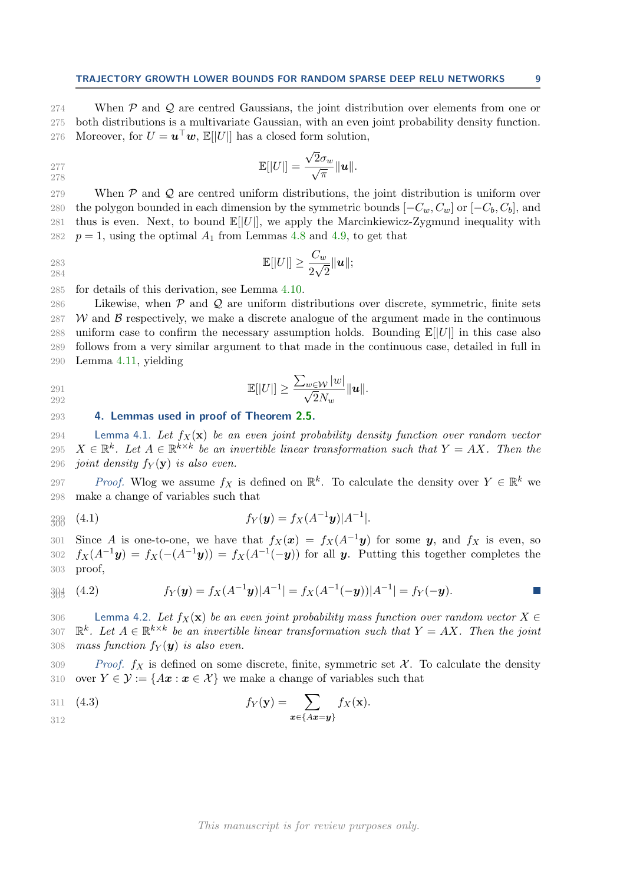When $\mathcal{P}$ and $\mathcal{Q}$ are centred Gaussians, the joint distribution over elements from one or both distributions is a multivariate Gaussian, with an even joint probability density function. Moreover, for $U = \boldsymbol{u}^\top \boldsymbol{w}$, $\mathbb{E}[|U|]$ has a closed form solution,

$$\mathbb{E}[|U|] = \frac{\sqrt{2}\sigma_w}{\sqrt{\pi}} \|\boldsymbol{u}\|.$$

When $\mathcal{P}$ and $\mathcal{Q}$ are centred uniform distributions, the joint distribution is uniform over the polygon bounded in each dimension by the symmetric bounds $[-C_w, C_w]$ or $[-C_b, C_b]$, and thus is even. Next, to bound $\mathbb{E}[|U|]$, we apply the Marcinkiewicz-Zygmund inequality with $p = 1$, using the optimal $A_1$ from Lemmas 4.8 and 4.9, to get that

$$\mathbb{E}[|U|] \geq \frac{C_w}{2\sqrt{2}} \|\boldsymbol{u}\|;$$

for details of this derivation, see Lemma 4.10.

Likewise, when $\mathcal{P}$ and $\mathcal{Q}$ are uniform distributions over discrete, symmetric, finite sets $\mathcal{W}$ and $\mathcal{B}$ respectively, we make a discrete analogue of the argument made in the continuous uniform case to confirm the necessary assumption holds. Bounding $\mathbb{E}[|U|]$ in this case also follows from a very similar argument to that made in the continuous case, detailed in full in Lemma 4.11, yielding

$$\mathbb{E}[|U|] \geq \frac{\sum_{w \in \mathcal{W}} |w|}{\sqrt{2} N_w} \|\boldsymbol{u}\|.$$

## 4. Lemmas used in proof of Theorem 2.5.

**Lemma 4.1.** *Let $f_X(\mathbf{x})$ be an even joint probability density function over random vector $X \in \mathbb{R}^k$. Let $A \in \mathbb{R}^{k \times k}$ be an invertible linear transformation such that $Y = AX$. Then the joint density $f_Y(\mathbf{y})$ is also even.*

*Proof.* Wlog we assume $f_X$ is defined on $\mathbb{R}^k$. To calculate the density over $Y \in \mathbb{R}^k$ we make a change of variables such that

$$f_Y(\boldsymbol{y}) = f_X(A^{-1}\boldsymbol{y})|A^{-1}|. \tag{4.1}$$

Since $A$ is one-to-one, we have that $f_X(\boldsymbol{x}) = f_X(A^{-1}\boldsymbol{y})$ for some $\boldsymbol{y}$, and $f_X$ is even, so $f_X(A^{-1}\boldsymbol{y}) = f_X(-(A^{-1}\boldsymbol{y})) = f_X(A^{-1}(-\boldsymbol{y}))$ for all $\boldsymbol{y}$. Putting this together completes the proof,

$$f_Y(\boldsymbol{y}) = f_X(A^{-1}\boldsymbol{y})|A^{-1}| = f_X(A^{-1}(-\boldsymbol{y}))|A^{-1}| = f_Y(-\boldsymbol{y}). \tag{4.2}$$

∎

**Lemma 4.2.** *Let $f_X(\mathbf{x})$ be an even joint probability mass function over random vector $X \in \mathbb{R}^k$. Let $A \in \mathbb{R}^{k \times k}$ be an invertible linear transformation such that $Y = AX$. Then the joint mass function $f_Y(\boldsymbol{y})$ is also even.*

*Proof.* $f_X$ is defined on some discrete, finite, symmetric set $\mathcal{X}$. To calculate the density over $Y \in \mathcal{Y} := \{A\boldsymbol{x} : \boldsymbol{x} \in \mathcal{X}\}$ we make a change of variables such that

$$f_Y(\mathbf{y}) = \sum_{\boldsymbol{x} \in \{A\boldsymbol{x} = \boldsymbol{y}\}} f_X(\mathbf{x}). \tag{4.3}$$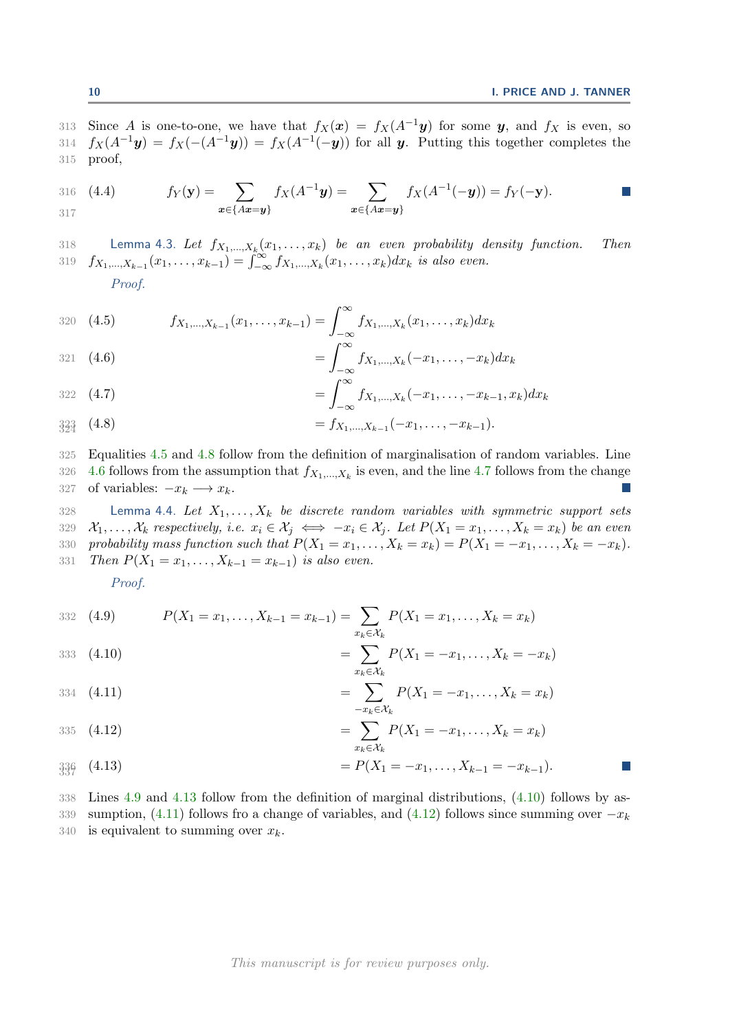Since $A$ is one-to-one, we have that $f_X(\boldsymbol{x}) = f_X(A^{-1}\boldsymbol{y})$ for some $\boldsymbol{y}$, and $f_X$ is even, so $f_X(A^{-1}\boldsymbol{y}) = f_X(-(A^{-1}\boldsymbol{y})) = f_X(A^{-1}(-\boldsymbol{y}))$ for all $\boldsymbol{y}$. Putting this together completes the proof,

$$f_Y(\mathbf{y}) = \sum_{\boldsymbol{x}\in\{A\boldsymbol{x}=\boldsymbol{y}\}} f_X(A^{-1}\boldsymbol{y}) = \sum_{\boldsymbol{x}\in\{A\boldsymbol{x}=\boldsymbol{y}\}} f_X(A^{-1}(-\boldsymbol{y})) = f_Y(-\mathbf{y}). \tag{4.4}$$

■

**Lemma 4.3.** *Let $f_{X_1,\dots,X_k}(x_1,\dots,x_k)$ be an even probability density function. Then $f_{X_1,\dots,X_{k-1}}(x_1,\dots,x_{k-1}) = \int_{-\infty}^{\infty} f_{X_1,\dots,X_k}(x_1,\dots,x_k)dx_k$ is also even.*

*Proof.*

$$f_{X_1,\dots,X_{k-1}}(x_1,\dots,x_{k-1}) = \int_{-\infty}^{\infty} f_{X_1,\dots,X_k}(x_1,\dots,x_k)dx_k \tag{4.5}$$

$$= \int_{-\infty}^{\infty} f_{X_1,\dots,X_k}(-x_1,\dots,-x_k)dx_k \tag{4.6}$$

$$= \int_{-\infty}^{\infty} f_{X_1,\dots,X_k}(-x_1,\dots,-x_{k-1},x_k)dx_k \tag{4.7}$$

$$= f_{X_1,\dots,X_{k-1}}(-x_1,\dots,-x_{k-1}). \tag{4.8}$$

Equalities 4.5 and 4.8 follow from the definition of marginalisation of random variables. Line 4.6 follows from the assumption that $f_{X_1,\dots,X_k}$ is even, and the line 4.7 follows from the change of variables: $-x_k \longrightarrow x_k$. ■

**Lemma 4.4.** *Let $X_1,\dots,X_k$ be discrete random variables with symmetric support sets $\mathcal{X}_1,\dots,\mathcal{X}_k$ respectively, i.e. $x_i \in \mathcal{X}_j \iff -x_i \in \mathcal{X}_j$. Let $P(X_1 = x_1,\dots,X_k = x_k)$ be an even probability mass function such that $P(X_1 = x_1,\dots,X_k = x_k) = P(X_1 = -x_1,\dots,X_k = -x_k)$. Then $P(X_1 = x_1,\dots,X_{k-1} = x_{k-1})$ is also even.*

*Proof.*

$$P(X_1 = x_1,\dots,X_{k-1} = x_{k-1}) = \sum_{x_k\in\mathcal{X}_k} P(X_1 = x_1,\dots,X_k = x_k) \tag{4.9}$$

$$= \sum_{x_k\in\mathcal{X}_k} P(X_1 = -x_1,\dots,X_k = -x_k) \tag{4.10}$$

$$= \sum_{-x_k\in\mathcal{X}_k} P(X_1 = -x_1,\dots,X_k = x_k) \tag{4.11}$$

$$= \sum_{x_k\in\mathcal{X}_k} P(X_1 = -x_1,\dots,X_k = x_k) \tag{4.12}$$

$$= P(X_1 = -x_1,\dots,X_{k-1} = -x_{k-1}). \tag{4.13}$$

■

Lines 4.9 and 4.13 follow from the definition of marginal distributions, (4.10) follows by assumption, (4.11) follows fro a change of variables, and (4.12) follows since summing over $-x_k$ is equivalent to summing over $x_k$.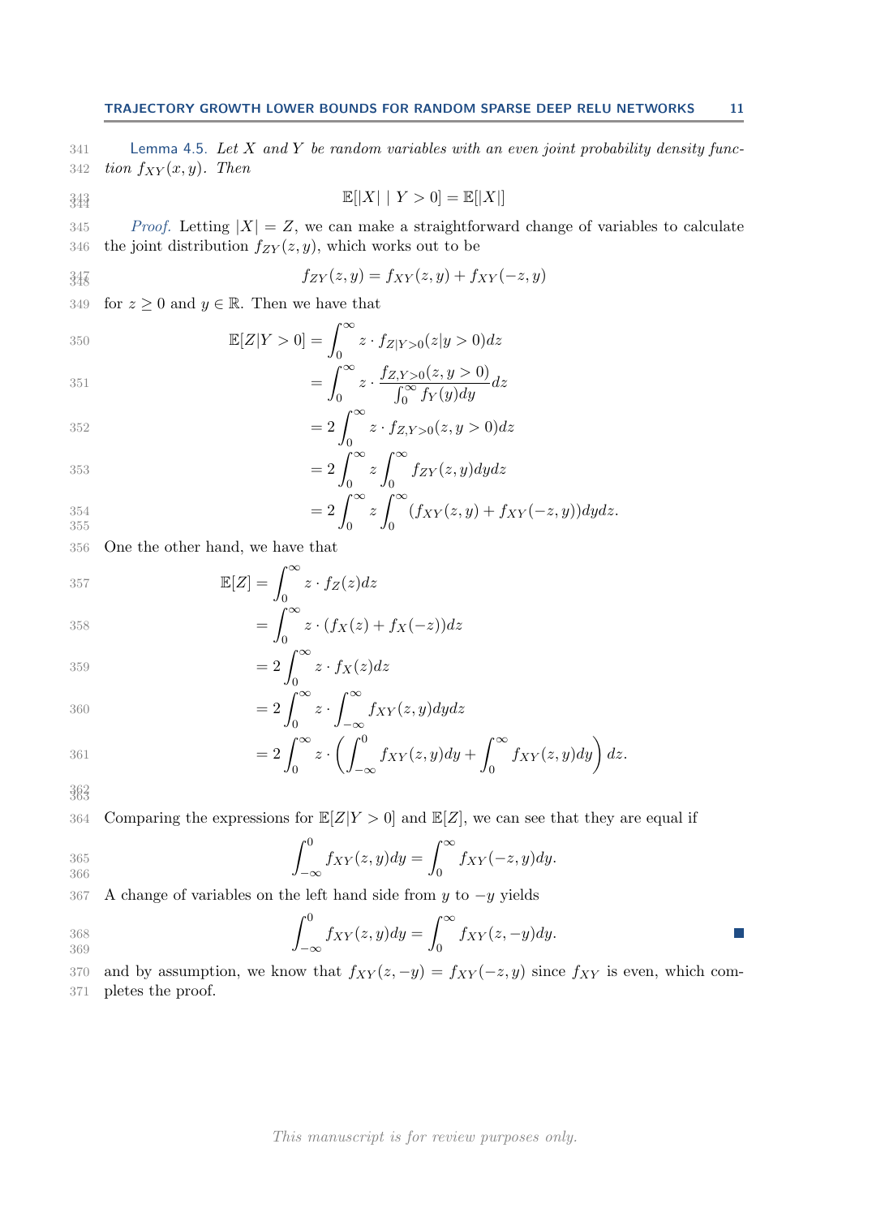**Lemma 4.5.** *Let $X$ and $Y$ be random variables with an even joint probability density function $f_{XY}(x, y)$. Then*

$$\mathbb{E}[|X| \mid Y > 0] = \mathbb{E}[|X|]$$

*Proof.* Letting $|X| = Z$, we can make a straightforward change of variables to calculate the joint distribution $f_{ZY}(z, y)$, which works out to be

$$f_{ZY}(z, y) = f_{XY}(z, y) + f_{XY}(-z, y)$$

for $z \geq 0$ and $y \in \mathbb{R}$. Then we have that

$$\begin{aligned}
\mathbb{E}[Z|Y > 0] &= \int_0^\infty z \cdot f_{Z|Y>0}(z|y > 0)dz \\
&= \int_0^\infty z \cdot \frac{f_{Z,Y>0}(z, y > 0)}{\int_0^\infty f_Y(y)dy}dz \\
&= 2\int_0^\infty z \cdot f_{Z,Y>0}(z, y > 0)dz \\
&= 2\int_0^\infty z \int_0^\infty f_{ZY}(z, y)dydz \\
&= 2\int_0^\infty z \int_0^\infty (f_{XY}(z, y) + f_{XY}(-z, y))dydz.
\end{aligned}$$

One the other hand, we have that

$$\begin{aligned}
\mathbb{E}[Z] &= \int_0^\infty z \cdot f_Z(z)dz \\
&= \int_0^\infty z \cdot (f_X(z) + f_X(-z))dz \\
&= 2\int_0^\infty z \cdot f_X(z)dz \\
&= 2\int_0^\infty z \cdot \int_{-\infty}^\infty f_{XY}(z, y)dydz \\
&= 2\int_0^\infty z \cdot \left(\int_{-\infty}^0 f_{XY}(z, y)dy + \int_0^\infty f_{XY}(z, y)dy\right)dz.
\end{aligned}$$

Comparing the expressions for $\mathbb{E}[Z|Y > 0]$ and $\mathbb{E}[Z]$, we can see that they are equal if

$$\int_{-\infty}^0 f_{XY}(z, y)dy = \int_0^\infty f_{XY}(-z, y)dy.$$

A change of variables on the left hand side from $y$ to $-y$ yields

$$\int_{-\infty}^0 f_{XY}(z, y)dy = \int_0^\infty f_{XY}(z, -y)dy.$$

and by assumption, we know that $f_{XY}(z, -y) = f_{XY}(-z, y)$ since $f_{XY}$ is even, which completes the proof.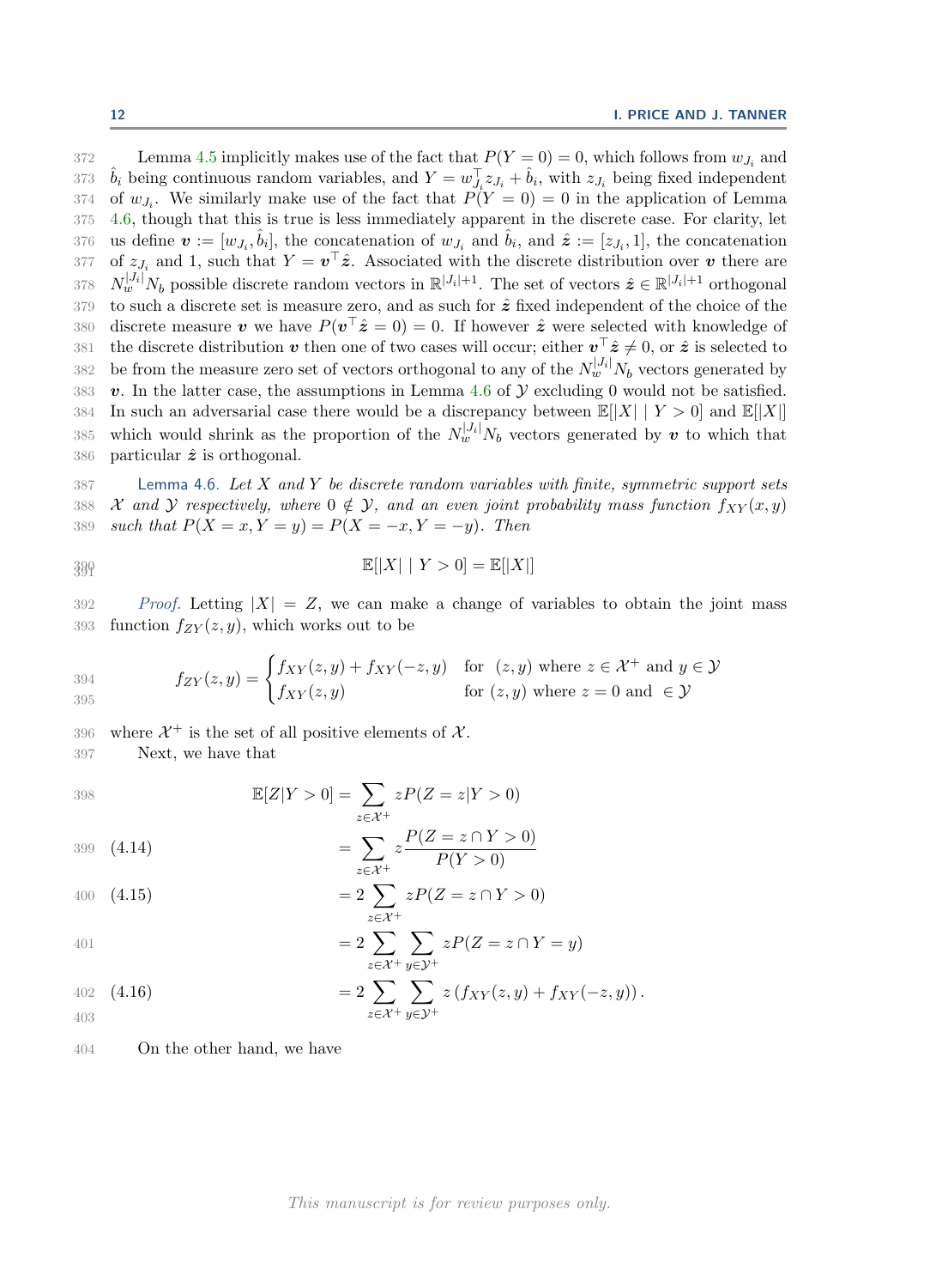Lemma 4.5 implicitly makes use of the fact that $P(Y=0)=0$, which follows from $w_{J_i}$ and $\hat{b}_i$ being continuous random variables, and $Y = w_{J_i}^\top z_{J_i} + \hat{b}_i$, with $z_{J_i}$ being fixed independent of $w_{J_i}$. We similarly make use of the fact that $P(Y=0)=0$ in the application of Lemma 4.6, though that this is true is less immediately apparent in the discrete case. For clarity, let us define $\boldsymbol{v} := [w_{J_i}, \hat{b}_i]$, the concatenation of $w_{J_i}$ and $\hat{b}_i$, and $\hat{\boldsymbol{z}} := [z_{J_i}, 1]$, the concatenation of $z_{J_i}$ and 1, such that $Y = \boldsymbol{v}^\top \hat{\boldsymbol{z}}$. Associated with the discrete distribution over $\boldsymbol{v}$ there are $N_w^{|J_i|} N_b$ possible discrete random vectors in $\mathbb{R}^{|J_i|+1}$. The set of vectors $\hat{\boldsymbol{z}} \in \mathbb{R}^{|J_i|+1}$ orthogonal to such a discrete set is measure zero, and as such for $\hat{\boldsymbol{z}}$ fixed independent of the choice of the discrete measure $\boldsymbol{v}$ we have $P(\boldsymbol{v}^\top \hat{\boldsymbol{z}} = 0) = 0$. If however $\hat{\boldsymbol{z}}$ were selected with knowledge of the discrete distribution $\boldsymbol{v}$ then one of two cases will occur; either $\boldsymbol{v}^\top \hat{\boldsymbol{z}} \neq 0$, or $\hat{\boldsymbol{z}}$ is selected to be from the measure zero set of vectors orthogonal to any of the $N_w^{|J_i|} N_b$ vectors generated by $\boldsymbol{v}$. In the latter case, the assumptions in Lemma 4.6 of $\mathcal{Y}$ excluding 0 would not be satisfied. In such an adversarial case there would be a discrepancy between $\mathbb{E}[|X| \mid Y > 0]$ and $\mathbb{E}[|X|]$ which would shrink as the proportion of the $N_w^{|J_i|} N_b$ vectors generated by $\boldsymbol{v}$ to which that particular $\hat{\boldsymbol{z}}$ is orthogonal.

Lemma 4.6. *Let $X$ and $Y$ be discrete random variables with finite, symmetric support sets $\mathcal{X}$ and $\mathcal{Y}$ respectively, where $0 \notin \mathcal{Y}$, and an even joint probability mass function $f_{XY}(x,y)$ such that $P(X=x, Y=y) = P(X=-x, Y=-y)$. Then*

$$\mathbb{E}[|X| \mid Y > 0] = \mathbb{E}[|X|]$$

*Proof.* Letting $|X| = Z$, we can make a change of variables to obtain the joint mass function $f_{ZY}(z,y)$, which works out to be

$$f_{ZY}(z,y) = \begin{cases} f_{XY}(z,y) + f_{XY}(-z,y) & \text{for } (z,y) \text{ where } z \in \mathcal{X}^+ \text{ and } y \in \mathcal{Y} \\ f_{XY}(z,y) & \text{for } (z,y) \text{ where } z = 0 \text{ and } \in \mathcal{Y} \end{cases}$$

where $\mathcal{X}^+$ is the set of all positive elements of $\mathcal{X}$.

Next, we have that

$$\begin{aligned}
\mathbb{E}[Z|Y>0] &= \sum_{z\in\mathcal{X}^+} zP(Z=z|Y>0) \\
&= \sum_{z\in\mathcal{X}^+} z\frac{P(Z=z\cap Y>0)}{P(Y>0)} && (4.14) \\
&= 2\sum_{z\in\mathcal{X}^+} zP(Z=z\cap Y>0) && (4.15) \\
&= 2\sum_{z\in\mathcal{X}^+}\sum_{y\in\mathcal{Y}^+} zP(Z=z\cap Y=y) \\
&= 2\sum_{z\in\mathcal{X}^+}\sum_{y\in\mathcal{Y}^+} z\left(f_{XY}(z,y)+f_{XY}(-z,y)\right). && (4.16)
\end{aligned}$$

On the other hand, we have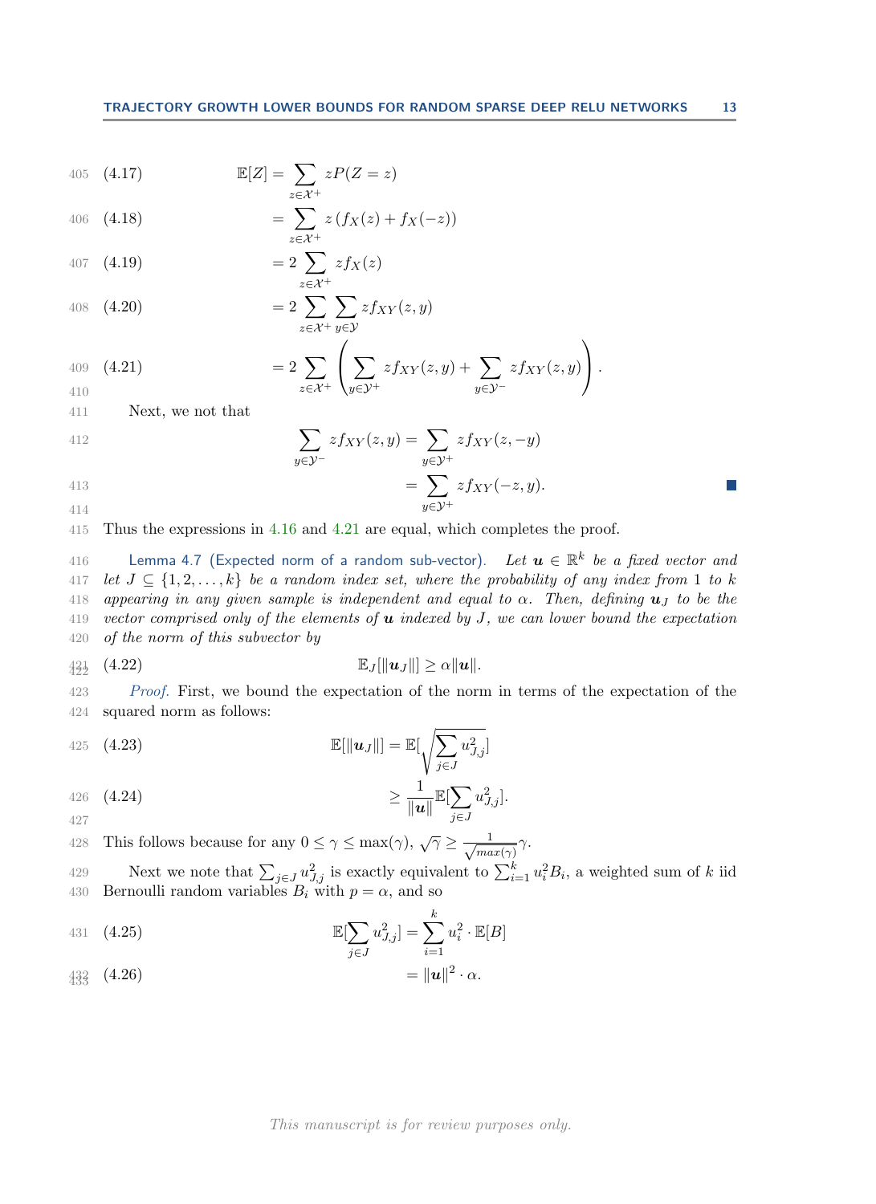$$\mathbb{E}[Z] = \sum_{z \in \mathcal{X}^+} zP(Z=z) \tag{4.17}$$

$$= \sum_{z \in \mathcal{X}^+} z\left(f_X(z) + f_X(-z)\right) \tag{4.18}$$

$$= 2\sum_{z \in \mathcal{X}^+} zf_X(z) \tag{4.19}$$

$$= 2\sum_{z \in \mathcal{X}^+} \sum_{y \in \mathcal{Y}} zf_{XY}(z,y) \tag{4.20}$$

$$= 2\sum_{z \in \mathcal{X}^+} \left( \sum_{y \in \mathcal{Y}^+} zf_{XY}(z,y) + \sum_{y \in \mathcal{Y}^-} zf_{XY}(z,y) \right). \tag{4.21}$$

Next, we not that

$$\sum_{y \in \mathcal{Y}^-} zf_{XY}(z,y) = \sum_{y \in \mathcal{Y}^+} zf_{XY}(z,-y)$$

$$= \sum_{y \in \mathcal{Y}^+} zf_{XY}(-z,y).$$

Thus the expressions in 4.16 and 4.21 are equal, which completes the proof.

**Lemma 4.7** (Expected norm of a random sub-vector). *Let $\boldsymbol{u} \in \mathbb{R}^k$ be a fixed vector and let $J \subseteq \{1,2,\ldots,k\}$ be a random index set, where the probability of any index from 1 to $k$ appearing in any given sample is independent and equal to $\alpha$. Then, defining $\boldsymbol{u}_J$ to be the vector comprised only of the elements of $\boldsymbol{u}$ indexed by $J$, we can lower bound the expectation of the norm of this subvector by*

$$\mathbb{E}_J[\|\boldsymbol{u}_J\|] \geq \alpha\|\boldsymbol{u}\|. \tag{4.22}$$

*Proof.* First, we bound the expectation of the norm in terms of the expectation of the squared norm as follows:

$$\mathbb{E}[\|\boldsymbol{u}_J\|] = \mathbb{E}[\sqrt{\sum_{j \in J} u_{J,j}^2}] \tag{4.23}$$

$$\geq \frac{1}{\|\boldsymbol{u}\|}\mathbb{E}[\sum_{j \in J} u_{J,j}^2]. \tag{4.24}$$

This follows because for any $0 \leq \gamma \leq \max(\gamma)$, $\sqrt{\gamma} \geq \frac{1}{\sqrt{max(\gamma)}}\gamma$.

Next we note that $\sum_{j \in J} u_{J,j}^2$ is exactly equivalent to $\sum_{i=1}^k u_i^2 B_i$, a weighted sum of $k$ iid Bernoulli random variables $B_i$ with $p = \alpha$, and so

$$\mathbb{E}[\sum_{j \in J} u_{J,j}^2] = \sum_{i=1}^k u_i^2 \cdot \mathbb{E}[B] \tag{4.25}$$

$$= \|\boldsymbol{u}\|^2 \cdot \alpha. \tag{4.26}$$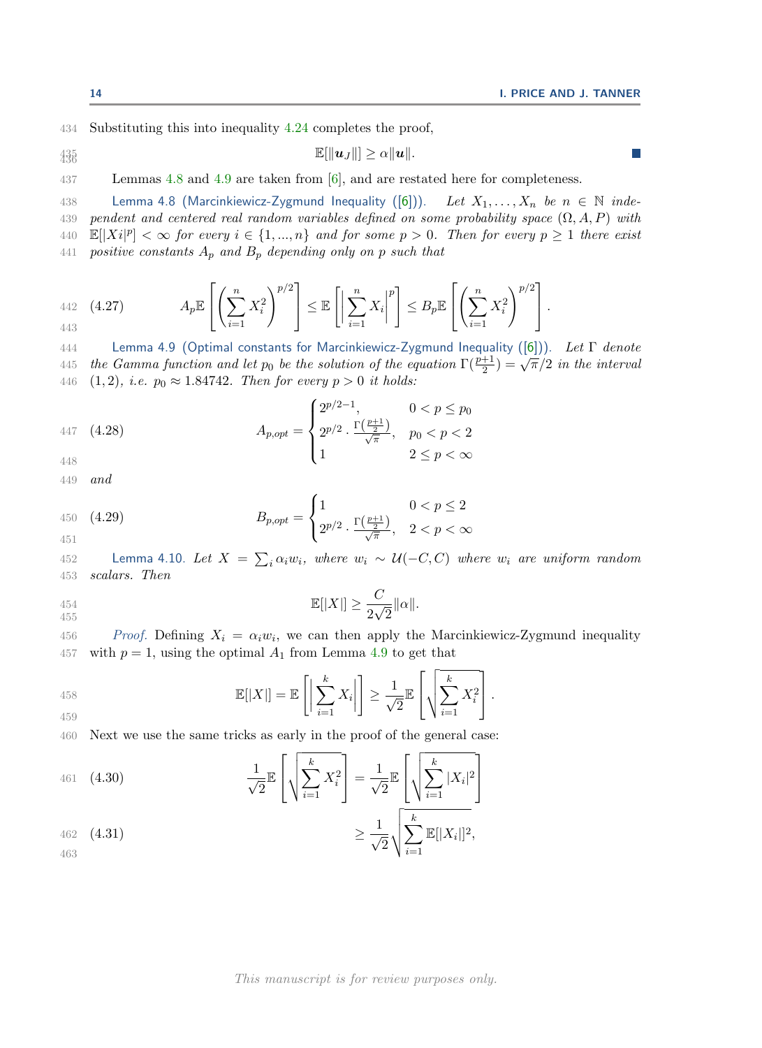Substituting this into inequality 4.24 completes the proof,

$$\mathbb{E}[\|\boldsymbol{u}_J\|] \geq \alpha\|\boldsymbol{u}\|.$$

Lemmas 4.8 and 4.9 are taken from [6], and are restated here for completeness.

**Lemma 4.8** (Marcinkiewicz-Zygmund Inequality ([6])). *Let $X_1, \ldots, X_n$ be $n \in \mathbb{N}$ independent and centered real random variables defined on some probability space $(\Omega, A, P)$ with $\mathbb{E}[|Xi|^p] < \infty$ for every $i \in \{1, ..., n\}$ and for some $p > 0$. Then for every $p \geq 1$ there exist positive constants $A_p$ and $B_p$ depending only on $p$ such that*

$$A_p \mathbb{E}\left[\left(\sum_{i=1}^n X_i^2\right)^{p/2}\right] \leq \mathbb{E}\left[\left|\sum_{i=1}^n X_i\right|^p\right] \leq B_p \mathbb{E}\left[\left(\sum_{i=1}^n X_i^2\right)^{p/2}\right]. \tag{4.27}$$

**Lemma 4.9** (Optimal constants for Marcinkiewicz-Zygmund Inequality ([6])). *Let $\Gamma$ denote the Gamma function and let $p_0$ be the solution of the equation $\Gamma(\frac{p+1}{2}) = \sqrt{\pi}/2$ in the interval $(1, 2)$, i.e. $p_0 \approx 1.84742$. Then for every $p > 0$ it holds:*

$$A_{p,opt} = \begin{cases} 2^{p/2-1}, & 0 < p \leq p_0 \\ 2^{p/2} \cdot \frac{\Gamma(\frac{p+1}{2})}{\sqrt{\pi}}, & p_0 < p < 2 \\ 1 & 2 \leq p < \infty \end{cases} \tag{4.28}$$

*and*

$$B_{p,opt} = \begin{cases} 1 & 0 < p \leq 2 \\ 2^{p/2} \cdot \frac{\Gamma(\frac{p+1}{2})}{\sqrt{\pi}}, & 2 < p < \infty \end{cases} \tag{4.29}$$

**Lemma 4.10.** *Let $X = \sum_i \alpha_i w_i$, where $w_i \sim \mathcal{U}(-C, C)$ where $w_i$ are uniform random scalars. Then*

$$\mathbb{E}[|X|] \geq \frac{C}{2\sqrt{2}}\|\alpha\|.$$

*Proof.* Defining $X_i = \alpha_i w_i$, we can then apply the Marcinkiewicz-Zygmund inequality with $p = 1$, using the optimal $A_1$ from Lemma 4.9 to get that

$$\mathbb{E}[|X|] = \mathbb{E}\left[\left|\sum_{i=1}^k X_i\right|\right] \geq \frac{1}{\sqrt{2}}\mathbb{E}\left[\sqrt{\sum_{i=1}^k X_i^2}\right].$$

Next we use the same tricks as early in the proof of the general case:

$$\frac{1}{\sqrt{2}}\mathbb{E}\left[\sqrt{\sum_{i=1}^k X_i^2}\right] = \frac{1}{\sqrt{2}}\mathbb{E}\left[\sqrt{\sum_{i=1}^k |X_i|^2}\right] \tag{4.30}$$

$$\geq \frac{1}{\sqrt{2}}\sqrt{\sum_{i=1}^k \mathbb{E}[|X_i|]^2}, \tag{4.31}$$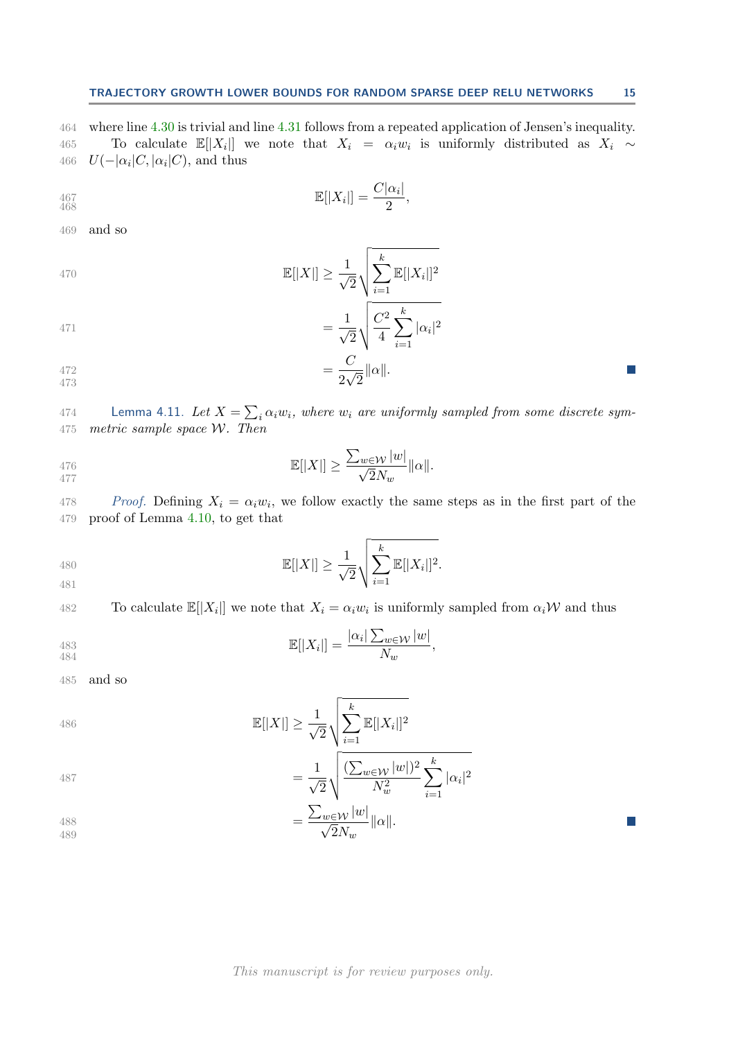where line 4.30 is trivial and line 4.31 follows from a repeated application of Jensen's inequality.

To calculate $\mathbb{E}[|X_i|]$ we note that $X_i = \alpha_i w_i$ is uniformly distributed as $X_i \sim U(-|\alpha_i|C, |\alpha_i|C)$, and thus

$$\mathbb{E}[|X_i|] = \frac{C|\alpha_i|}{2},$$

and so

$$\mathbb{E}[|X|] \geq \frac{1}{\sqrt{2}}\sqrt{\sum_{i=1}^{k} \mathbb{E}[|X_i|]^2}$$

$$= \frac{1}{\sqrt{2}}\sqrt{\frac{C^2}{4}\sum_{i=1}^{k} |\alpha_i|^2}$$

$$= \frac{C}{2\sqrt{2}}\|\alpha\|. \qquad \blacksquare$$

**Lemma 4.11.** *Let $X = \sum_i \alpha_i w_i$, where $w_i$ are uniformly sampled from some discrete symmetric sample space $\mathcal{W}$. Then*

$$\mathbb{E}[|X|] \geq \frac{\sum_{w\in\mathcal{W}} |w|}{\sqrt{2}N_w}\|\alpha\|.$$

*Proof.* Defining $X_i = \alpha_i w_i$, we follow exactly the same steps as in the first part of the proof of Lemma 4.10, to get that

$$\mathbb{E}[|X|] \geq \frac{1}{\sqrt{2}}\sqrt{\sum_{i=1}^{k} \mathbb{E}[|X_i|]^2}.$$

To calculate $\mathbb{E}[|X_i|]$ we note that $X_i = \alpha_i w_i$ is uniformly sampled from $\alpha_i\mathcal{W}$ and thus

$$\mathbb{E}[|X_i|] = \frac{|\alpha_i| \sum_{w\in\mathcal{W}} |w|}{N_w},$$

and so

$$\mathbb{E}[|X|] \geq \frac{1}{\sqrt{2}}\sqrt{\sum_{i=1}^{k} \mathbb{E}[|X_i|]^2}$$

$$= \frac{1}{\sqrt{2}}\sqrt{\frac{(\sum_{w\in\mathcal{W}} |w|)^2}{N_w^2}\sum_{i=1}^{k} |\alpha_i|^2}$$

$$= \frac{\sum_{w\in\mathcal{W}} |w|}{\sqrt{2}N_w}\|\alpha\|. \qquad \blacksquare$$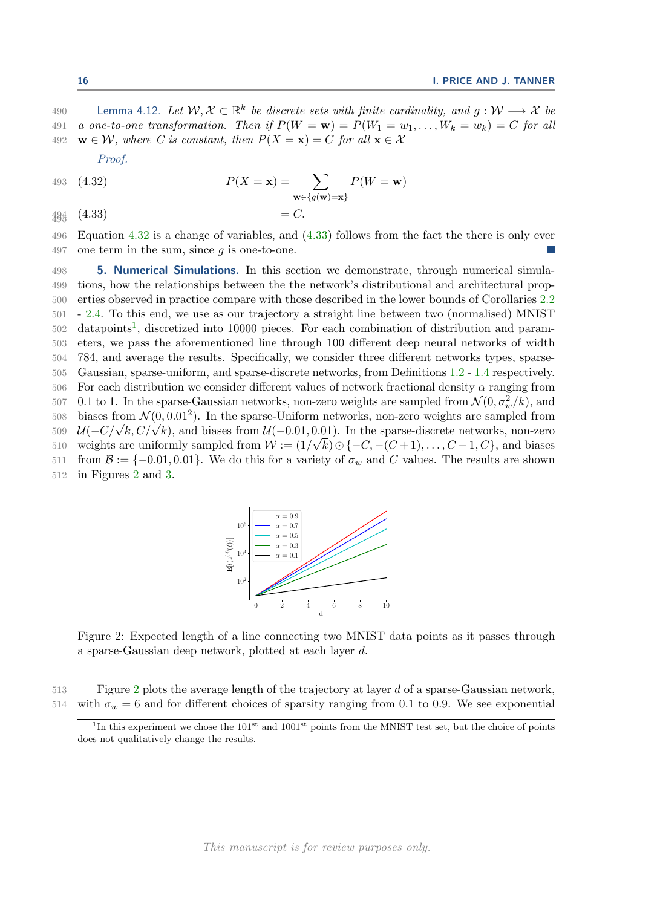**Lemma 4.12.** *Let $\mathcal{W}, \mathcal{X} \subset \mathbb{R}^k$ be discrete sets with finite cardinality, and $g : \mathcal{W} \longrightarrow \mathcal{X}$ be a one-to-one transformation. Then if $P(W = \mathbf{w}) = P(W_1 = w_1, \ldots, W_k = w_k) = C$ for all $\mathbf{w} \in \mathcal{W}$, where $C$ is constant, then $P(X = \mathbf{x}) = C$ for all $\mathbf{x} \in \mathcal{X}$*

*Proof.*

$$P(X = \mathbf{x}) = \sum_{\mathbf{w} \in \{g(\mathbf{w}) = \mathbf{x}\}} P(W = \mathbf{w}) \tag{4.32}$$

$$= C. \tag{4.33}$$

Equation 4.32 is a change of variables, and (4.33) follows from the fact the there is only ever one term in the sum, since $g$ is one-to-one. ∎

## 5. Numerical Simulations.

In this section we demonstrate, through numerical simulations, how the relationships between the the network's distributional and architectural properties observed in practice compare with those described in the lower bounds of Corollaries 2.2 - 2.4. To this end, we use as our trajectory a straight line between two (normalised) MNIST datapoints[1], discretized into 10000 pieces. For each combination of distribution and parameters, we pass the aforementioned line through 100 different deep neural networks of width 784, and average the results. Specifically, we consider three different networks types, sparse-Gaussian, sparse-uniform, and sparse-discrete networks, from Definitions 1.2 - 1.4 respectively. For each distribution we consider different values of network fractional density $\alpha$ ranging from 0.1 to 1. In the sparse-Gaussian networks, non-zero weights are sampled from $\mathcal{N}(0, \sigma_w^2/k)$, and biases from $\mathcal{N}(0, 0.01^2)$. In the sparse-Uniform networks, non-zero weights are sampled from $\mathcal{U}(-C/\sqrt{k}, C/\sqrt{k})$, and biases from $\mathcal{U}(-0.01, 0.01)$. In the sparse-discrete networks, non-zero weights are uniformly sampled from $\mathcal{W} := (1/\sqrt{k}) \odot \{-C, -(C+1), \ldots, C-1, C\}$, and biases from $\mathcal{B} := \{-0.01, 0.01\}$. We do this for a variety of $\sigma_w$ and $C$ values. The results are shown in Figures 2 and 3.

Figure 2: Expected length of a line connecting two MNIST data points as it passes through a sparse-Gaussian deep network, plotted at each layer $d$.

Figure 2 plots the average length of the trajectory at layer $d$ of a sparse-Gaussian network, with $\sigma_w = 6$ and for different choices of sparsity ranging from 0.1 to 0.9. We see exponential

[1] In this experiment we chose the 101[st] and 1001[st] points from the MNIST test set, but the choice of points does not qualitatively change the results.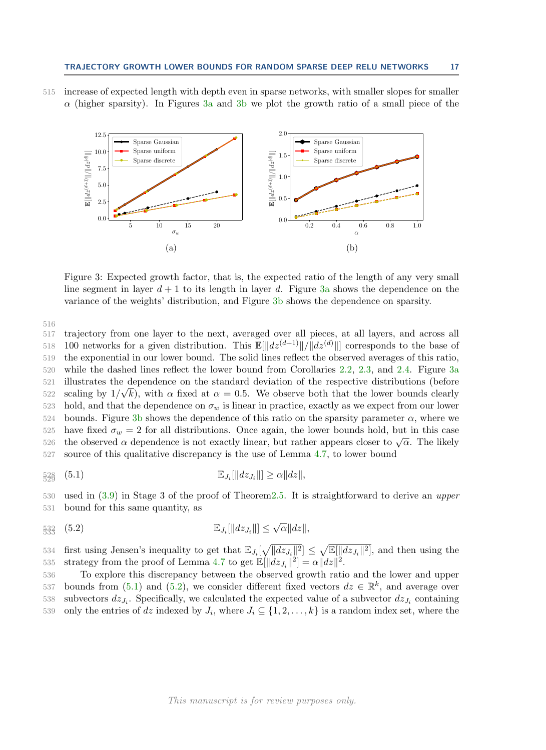increase of expected length with depth even in sparse networks, with smaller slopes for smaller $\alpha$ (higher sparsity). In Figures 3a and 3b we plot the growth ratio of a small piece of the

(a)

(b)

Figure 3: Expected growth factor, that is, the expected ratio of the length of any very small line segment in layer $d+1$ to its length in layer $d$. Figure 3a shows the dependence on the variance of the weights' distribution, and Figure 3b shows the dependence on sparsity.

trajectory from one layer to the next, averaged over all pieces, at all layers, and across all 100 networks for a given distribution. This $\mathbb{E}[\|dz^{(d+1)}\|/\|dz^{(d)}\|]$ corresponds to the base of the exponential in our lower bound. The solid lines reflect the observed averages of this ratio, while the dashed lines reflect the lower bound from Corollaries 2.2, 2.3, and 2.4. Figure 3a illustrates the dependence on the standard deviation of the respective distributions (before scaling by $1/\sqrt{k}$), with $\alpha$ fixed at $\alpha = 0.5$. We observe both that the lower bounds clearly hold, and that the dependence on $\sigma_w$ is linear in practice, exactly as we expect from our lower bounds. Figure 3b shows the dependence of this ratio on the sparsity parameter $\alpha$, where we have fixed $\sigma_w = 2$ for all distributions. Once again, the lower bounds hold, but in this case the observed $\alpha$ dependence is not exactly linear, but rather appears closer to $\sqrt{\alpha}$. The likely source of this qualitative discrepancy is the use of Lemma 4.7, to lower bound

$$\mathbb{E}_{J_i}[\|dz_{J_i}\|] \geq \alpha\|dz\|, \tag{5.1}$$

used in (3.9) in Stage 3 of the proof of Theorem2.5. It is straightforward to derive an *upper* bound for this same quantity, as

$$\mathbb{E}_{J_i}[\|dz_{J_i}\|] \leq \sqrt{\alpha}\|dz\|, \tag{5.2}$$

first using Jensen's inequality to get that $\mathbb{E}_{J_i}[\sqrt{\|dz_{J_i}\|^2}] \leq \sqrt{\mathbb{E}[\|dz_{J_i}\|^2]}$, and then using the strategy from the proof of Lemma 4.7 to get $\mathbb{E}[\|dz_{J_i}\|^2] = \alpha\|dz\|^2$.

To explore this discrepancy between the observed growth ratio and the lower and upper bounds from (5.1) and (5.2), we consider different fixed vectors $dz \in \mathbb{R}^k$, and average over subvectors $dz_{J_i}$. Specifically, we calculated the expected value of a subvector $dz_{J_i}$ containing only the entries of $dz$ indexed by $J_i$, where $J_i \subseteq \{1, 2, \ldots, k\}$ is a random index set, where the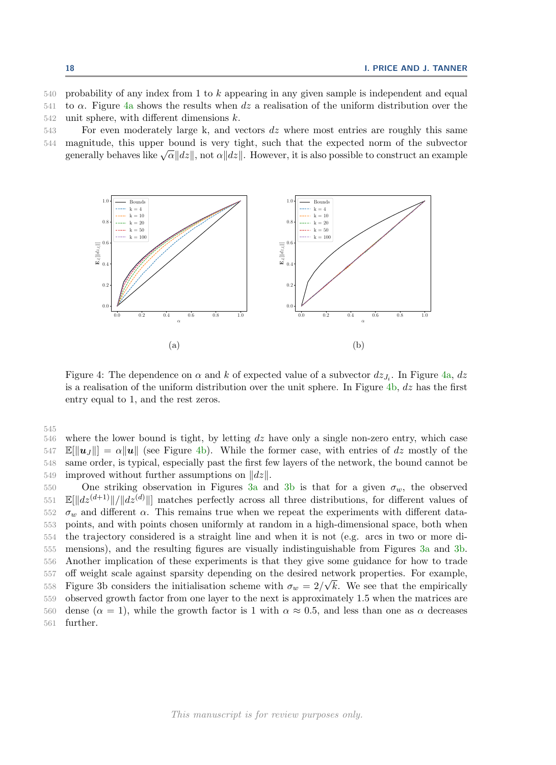probability of any index from 1 to $k$ appearing in any given sample is independent and equal to $\alpha$. Figure 4a shows the results when $dz$ a realisation of the uniform distribution over the unit sphere, with different dimensions $k$.

For even moderately large k, and vectors $dz$ where most entries are roughly this same magnitude, this upper bound is very tight, such that the expected norm of the subvector generally behaves like $\sqrt{\alpha}\|dz\|$, not $\alpha\|dz\|$. However, it is also possible to construct an example

Figure 4: The dependence on $\alpha$ and $k$ of expected value of a subvector $dz_{J_i}$. In Figure 4a, $dz$ is a realisation of the uniform distribution over the unit sphere. In Figure 4b, $dz$ has the first entry equal to 1, and the rest zeros.

where the lower bound is tight, by letting $dz$ have only a single non-zero entry, which case $\mathbb{E}[\|\boldsymbol{u}_J\|] = \alpha\|\boldsymbol{u}\|$ (see Figure 4b). While the former case, with entries of $dz$ mostly of the same order, is typical, especially past the first few layers of the network, the bound cannot be improved without further assumptions on $\|dz\|$.

One striking observation in Figures 3a and 3b is that for a given $\sigma_w$, the observed $\mathbb{E}[\|dz^{(d+1)}\|/\|dz^{(d)}\|]$ matches perfectly across all three distributions, for different values of $\sigma_w$ and different $\alpha$. This remains true when we repeat the experiments with different data-points, and with points chosen uniformly at random in a high-dimensional space, both when the trajectory considered is a straight line and when it is not (e.g. arcs in two or more dimensions), and the resulting figures are visually indistinguishable from Figures 3a and 3b. Another implication of these experiments is that they give some guidance for how to trade off weight scale against sparsity depending on the desired network properties. For example, Figure 3b considers the initialisation scheme with $\sigma_w = 2/\sqrt{k}$. We see that the empirically observed growth factor from one layer to the next is approximately 1.5 when the matrices are dense ($\alpha = 1$), while the growth factor is 1 with $\alpha \approx 0.5$, and less than one as $\alpha$ decreases further.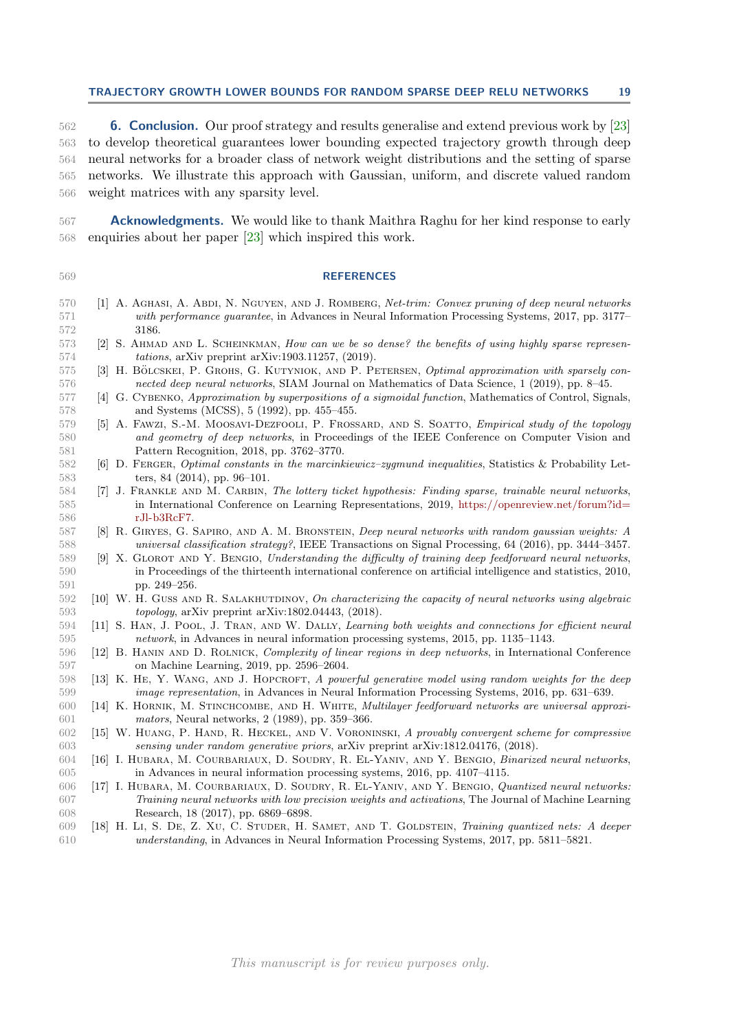## 6. Conclusion.

Our proof strategy and results generalise and extend previous work by [23] to develop theoretical guarantees lower bounding expected trajectory growth through deep neural networks for a broader class of network weight distributions and the setting of sparse networks. We illustrate this approach with Gaussian, uniform, and discrete valued random weight matrices with any sparsity level.

**Acknowledgments.** We would like to thank Maithra Raghu for her kind response to early enquiries about her paper [23] which inspired this work.

## REFERENCES

[1] A. Aghasi, A. Abdi, N. Nguyen, and J. Romberg, *Net-trim: Convex pruning of deep neural networks with performance guarantee*, in Advances in Neural Information Processing Systems, 2017, pp. 3177–3186.

[2] S. Ahmad and L. Scheinkman, *How can we be so dense? the benefits of using highly sparse representations*, arXiv preprint arXiv:1903.11257, (2019).

[3] H. Bölcskei, P. Grohs, G. Kutyniok, and P. Petersen, *Optimal approximation with sparsely connected deep neural networks*, SIAM Journal on Mathematics of Data Science, 1 (2019), pp. 8–45.

[4] G. Cybenko, *Approximation by superpositions of a sigmoidal function*, Mathematics of Control, Signals, and Systems (MCSS), 5 (1992), pp. 455–455.

[5] A. Fawzi, S.-M. Moosavi-Dezfooli, P. Frossard, and S. Soatto, *Empirical study of the topology and geometry of deep networks*, in Proceedings of the IEEE Conference on Computer Vision and Pattern Recognition, 2018, pp. 3762–3770.

[6] D. Ferger, *Optimal constants in the marcinkiewicz–zygmund inequalities*, Statistics & Probability Letters, 84 (2014), pp. 96–101.

[7] J. Frankle and M. Carbin, *The lottery ticket hypothesis: Finding sparse, trainable neural networks*, in International Conference on Learning Representations, 2019, https://openreview.net/forum?id=rJl-b3RcF7.

[8] R. Giryes, G. Sapiro, and A. M. Bronstein, *Deep neural networks with random gaussian weights: A universal classification strategy?*, IEEE Transactions on Signal Processing, 64 (2016), pp. 3444–3457.

[9] X. Glorot and Y. Bengio, *Understanding the difficulty of training deep feedforward neural networks*, in Proceedings of the thirteenth international conference on artificial intelligence and statistics, 2010, pp. 249–256.

[10] W. H. Guss and R. Salakhutdinov, *On characterizing the capacity of neural networks using algebraic topology*, arXiv preprint arXiv:1802.04443, (2018).

[11] S. Han, J. Pool, J. Tran, and W. Dally, *Learning both weights and connections for efficient neural network*, in Advances in neural information processing systems, 2015, pp. 1135–1143.

[12] B. Hanin and D. Rolnick, *Complexity of linear regions in deep networks*, in International Conference on Machine Learning, 2019, pp. 2596–2604.

[13] K. He, Y. Wang, and J. Hopcroft, *A powerful generative model using random weights for the deep image representation*, in Advances in Neural Information Processing Systems, 2016, pp. 631–639.

[14] K. Hornik, M. Stinchcombe, and H. White, *Multilayer feedforward networks are universal approximators*, Neural networks, 2 (1989), pp. 359–366.

[15] W. Huang, P. Hand, R. Heckel, and V. Voroninski, *A provably convergent scheme for compressive sensing under random generative priors*, arXiv preprint arXiv:1812.04176, (2018).

[16] I. Hubara, M. Courbariaux, D. Soudry, R. El-Yaniv, and Y. Bengio, *Binarized neural networks*, in Advances in neural information processing systems, 2016, pp. 4107–4115.

[17] I. Hubara, M. Courbariaux, D. Soudry, R. El-Yaniv, and Y. Bengio, *Quantized neural networks: Training neural networks with low precision weights and activations*, The Journal of Machine Learning Research, 18 (2017), pp. 6869–6898.

[18] H. Li, S. De, Z. Xu, C. Studer, H. Samet, and T. Goldstein, *Training quantized nets: A deeper understanding*, in Advances in Neural Information Processing Systems, 2017, pp. 5811–5821.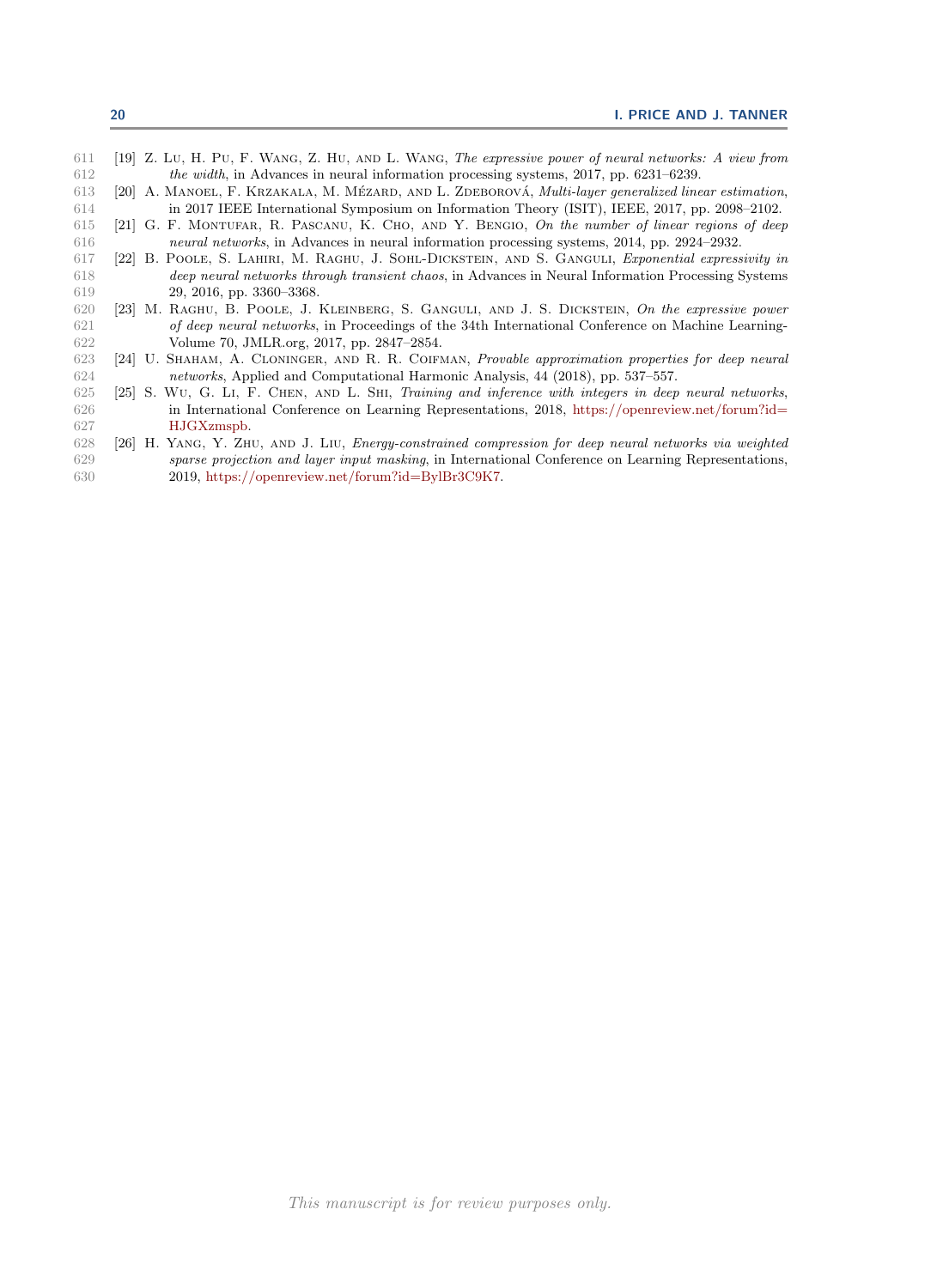[19] Z. Lu, H. Pu, F. Wang, Z. Hu, and L. Wang, *The expressive power of neural networks: A view from the width*, in Advances in neural information processing systems, 2017, pp. 6231–6239.

[20] A. Manoel, F. Krzakala, M. Mézard, and L. Zdeborová, *Multi-layer generalized linear estimation*, in 2017 IEEE International Symposium on Information Theory (ISIT), IEEE, 2017, pp. 2098–2102.

[21] G. F. Montufar, R. Pascanu, K. Cho, and Y. Bengio, *On the number of linear regions of deep neural networks*, in Advances in neural information processing systems, 2014, pp. 2924–2932.

[22] B. Poole, S. Lahiri, M. Raghu, J. Sohl-Dickstein, and S. Ganguli, *Exponential expressivity in deep neural networks through transient chaos*, in Advances in Neural Information Processing Systems 29, 2016, pp. 3360–3368.

[23] M. Raghu, B. Poole, J. Kleinberg, S. Ganguli, and J. S. Dickstein, *On the expressive power of deep neural networks*, in Proceedings of the 34th International Conference on Machine Learning-Volume 70, JMLR.org, 2017, pp. 2847–2854.

[24] U. Shaham, A. Cloninger, and R. R. Coifman, *Provable approximation properties for deep neural networks*, Applied and Computational Harmonic Analysis, 44 (2018), pp. 537–557.

[25] S. Wu, G. Li, F. Chen, and L. Shi, *Training and inference with integers in deep neural networks*, in International Conference on Learning Representations, 2018, https://openreview.net/forum?id=HJGXzmspb.

[26] H. Yang, Y. Zhu, and J. Liu, *Energy-constrained compression for deep neural networks via weighted sparse projection and layer input masking*, in International Conference on Learning Representations, 2019, https://openreview.net/forum?id=BylBr3C9K7.